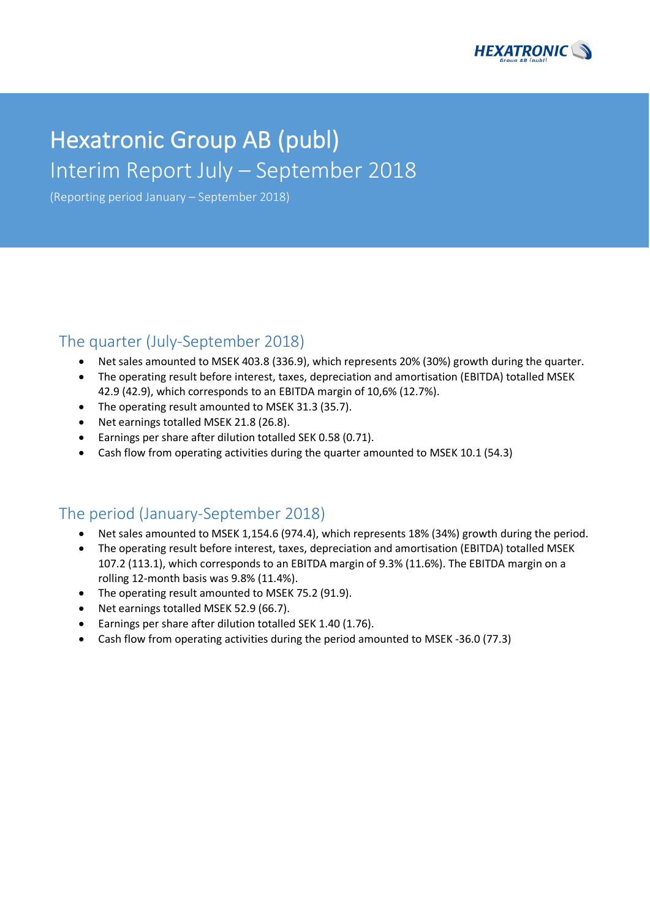# Hexatronic Group AB (publ)

## Interim Report July – September 2018

(Reporting period January – September 2018)

### The quarter (July-September 2018)

- Net sales amounted to MSEK 403.8 (336.9), which represents 20% (30%) growth during the quarter.
- The operating result before interest, taxes, depreciation and amortisation (EBITDA) totalled MSEK 42.9 (42.9), which corresponds to an EBITDA margin of 10,6% (12.7%).
- The operating result amounted to MSEK 31.3 (35.7).
- Net earnings totalled MSEK 21.8 (26.8).
- Earnings per share after dilution totalled SEK 0.58 (0.71).
- Cash flow from operating activities during the quarter amounted to MSEK 10.1 (54.3)

### The period (January-September 2018)

- Net sales amounted to MSEK 1,154.6 (974.4), which represents 18% (34%) growth during the period.
- The operating result before interest, taxes, depreciation and amortisation (EBITDA) totalled MSEK 107.2 (113.1), which corresponds to an EBITDA margin of 9.3% (11.6%). The EBITDA margin on a rolling 12-month basis was 9.8% (11.4%).
- The operating result amounted to MSEK 75.2 (91.9).
- Net earnings totalled MSEK 52.9 (66.7).
- Earnings per share after dilution totalled SEK 1.40 (1.76).
- Cash flow from operating activities during the period amounted to MSEK -36.0 (77.3)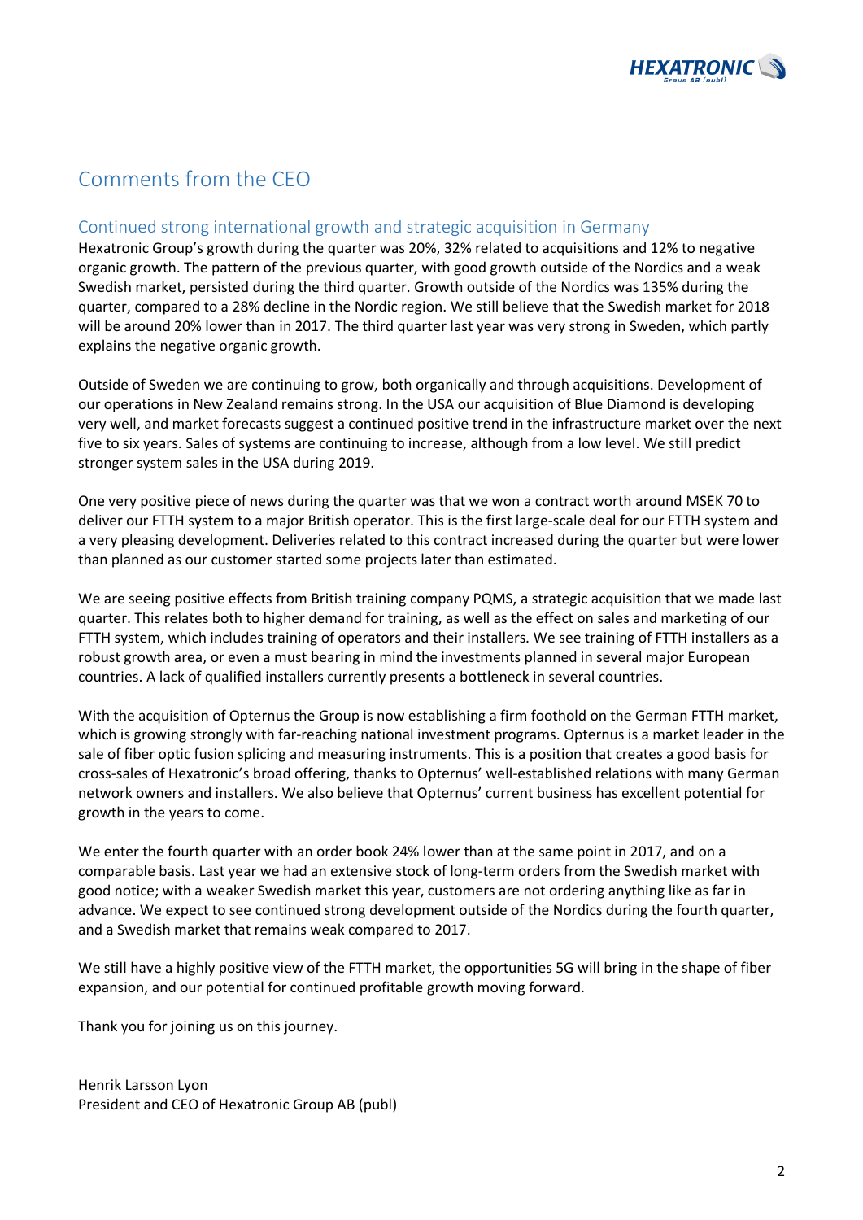# Comments from the CEO

## Continued strong international growth and strategic acquisition in Germany

Hexatronic Group's growth during the quarter was 20%, 32% related to acquisitions and 12% to negative organic growth. The pattern of the previous quarter, with good growth outside of the Nordics and a weak Swedish market, persisted during the third quarter. Growth outside of the Nordics was 135% during the quarter, compared to a 28% decline in the Nordic region. We still believe that the Swedish market for 2018 will be around 20% lower than in 2017. The third quarter last year was very strong in Sweden, which partly explains the negative organic growth.

Outside of Sweden we are continuing to grow, both organically and through acquisitions. Development of our operations in New Zealand remains strong. In the USA our acquisition of Blue Diamond is developing very well, and market forecasts suggest a continued positive trend in the infrastructure market over the next five to six years. Sales of systems are continuing to increase, although from a low level. We still predict stronger system sales in the USA during 2019.

One very positive piece of news during the quarter was that we won a contract worth around MSEK 70 to deliver our FTTH system to a major British operator. This is the first large-scale deal for our FTTH system and a very pleasing development. Deliveries related to this contract increased during the quarter but were lower than planned as our customer started some projects later than estimated.

We are seeing positive effects from British training company PQMS, a strategic acquisition that we made last quarter. This relates both to higher demand for training, as well as the effect on sales and marketing of our FTTH system, which includes training of operators and their installers. We see training of FTTH installers as a robust growth area, or even a must bearing in mind the investments planned in several major European countries. A lack of qualified installers currently presents a bottleneck in several countries.

With the acquisition of Opternus the Group is now establishing a firm foothold on the German FTTH market, which is growing strongly with far-reaching national investment programs. Opternus is a market leader in the sale of fiber optic fusion splicing and measuring instruments. This is a position that creates a good basis for cross-sales of Hexatronic's broad offering, thanks to Opternus' well-established relations with many German network owners and installers. We also believe that Opternus' current business has excellent potential for growth in the years to come.

We enter the fourth quarter with an order book 24% lower than at the same point in 2017, and on a comparable basis. Last year we had an extensive stock of long-term orders from the Swedish market with good notice; with a weaker Swedish market this year, customers are not ordering anything like as far in advance. We expect to see continued strong development outside of the Nordics during the fourth quarter, and a Swedish market that remains weak compared to 2017.

We still have a highly positive view of the FTTH market, the opportunities 5G will bring in the shape of fiber expansion, and our potential for continued profitable growth moving forward.

Thank you for joining us on this journey.

Henrik Larsson Lyon
President and CEO of Hexatronic Group AB (publ)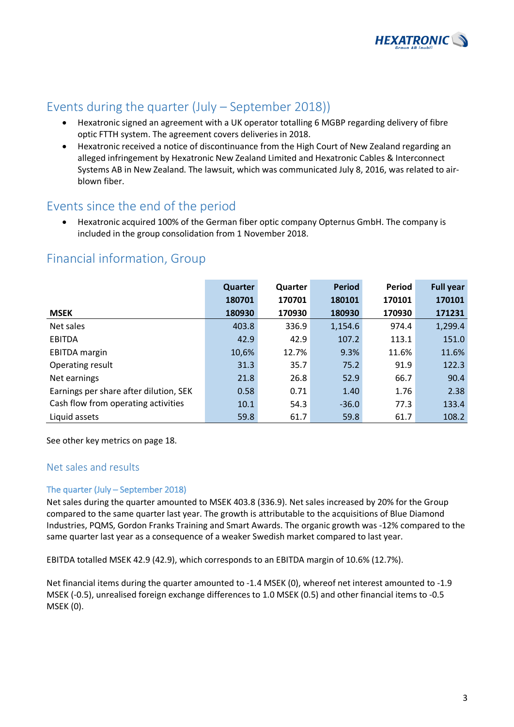## Events during the quarter (July – September 2018))

- Hexatronic signed an agreement with a UK operator totalling 6 MGBP regarding delivery of fibre optic FTTH system. The agreement covers deliveries in 2018.
- Hexatronic received a notice of discontinuance from the High Court of New Zealand regarding an alleged infringement by Hexatronic New Zealand Limited and Hexatronic Cables & Interconnect Systems AB in New Zealand. The lawsuit, which was communicated July 8, 2016, was related to air-blown fiber.

## Events since the end of the period

- Hexatronic acquired 100% of the German fiber optic company Opternus GmbH. The company is included in the group consolidation from 1 November 2018.

## Financial information, Group

| MSEK | Quarter 180701 180930 | Quarter 170701 170930 | Period 180101 180930 | Period 170101 170930 | Full year 170101 171231 |
|---|---|---|---|---|---|
| Net sales | 403.8 | 336.9 | 1,154.6 | 974.4 | 1,299.4 |
| EBITDA | 42.9 | 42.9 | 107.2 | 113.1 | 151.0 |
| EBITDA margin | 10,6% | 12.7% | 9.3% | 11.6% | 11.6% |
| Operating result | 31.3 | 35.7 | 75.2 | 91.9 | 122.3 |
| Net earnings | 21.8 | 26.8 | 52.9 | 66.7 | 90.4 |
| Earnings per share after dilution, SEK | 0.58 | 0.71 | 1.40 | 1.76 | 2.38 |
| Cash flow from operating activities | 10.1 | 54.3 | -36.0 | 77.3 | 133.4 |
| Liquid assets | 59.8 | 61.7 | 59.8 | 61.7 | 108.2 |

See other key metrics on page 18.

### Net sales and results

#### The quarter (July – September 2018)

Net sales during the quarter amounted to MSEK 403.8 (336.9). Net sales increased by 20% for the Group compared to the same quarter last year. The growth is attributable to the acquisitions of Blue Diamond Industries, PQMS, Gordon Franks Training and Smart Awards. The organic growth was -12% compared to the same quarter last year as a consequence of a weaker Swedish market compared to last year.

EBITDA totalled MSEK 42.9 (42.9), which corresponds to an EBITDA margin of 10.6% (12.7%).

Net financial items during the quarter amounted to -1.4 MSEK (0), whereof net interest amounted to -1.9 MSEK (-0.5), unrealised foreign exchange differences to 1.0 MSEK (0.5) and other financial items to -0.5 MSEK (0).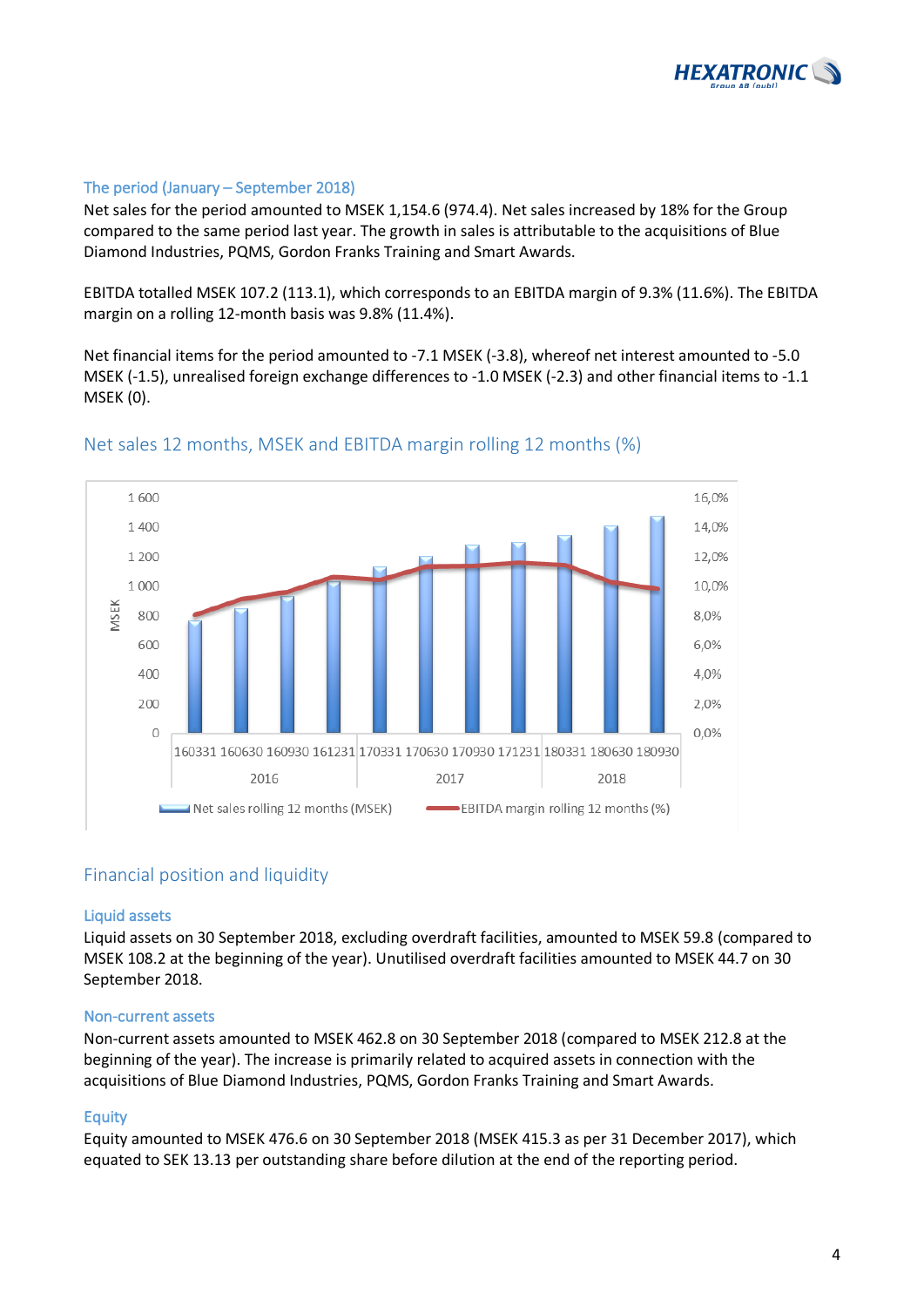### The period (January – September 2018)

Net sales for the period amounted to MSEK 1,154.6 (974.4). Net sales increased by 18% for the Group compared to the same period last year. The growth in sales is attributable to the acquisitions of Blue Diamond Industries, PQMS, Gordon Franks Training and Smart Awards.

EBITDA totalled MSEK 107.2 (113.1), which corresponds to an EBITDA margin of 9.3% (11.6%). The EBITDA margin on a rolling 12-month basis was 9.8% (11.4%).

Net financial items for the period amounted to -7.1 MSEK (-3.8), whereof net interest amounted to -5.0 MSEK (-1.5), unrealised foreign exchange differences to -1.0 MSEK (-2.3) and other financial items to -1.1 MSEK (0).

## Net sales 12 months, MSEK and EBITDA margin rolling 12 months (%)

## Financial position and liquidity

### Liquid assets

Liquid assets on 30 September 2018, excluding overdraft facilities, amounted to MSEK 59.8 (compared to MSEK 108.2 at the beginning of the year). Unutilised overdraft facilities amounted to MSEK 44.7 on 30 September 2018.

### Non-current assets

Non-current assets amounted to MSEK 462.8 on 30 September 2018 (compared to MSEK 212.8 at the beginning of the year). The increase is primarily related to acquired assets in connection with the acquisitions of Blue Diamond Industries, PQMS, Gordon Franks Training and Smart Awards.

### Equity

Equity amounted to MSEK 476.6 on 30 September 2018 (MSEK 415.3 as per 31 December 2017), which equated to SEK 13.13 per outstanding share before dilution at the end of the reporting period.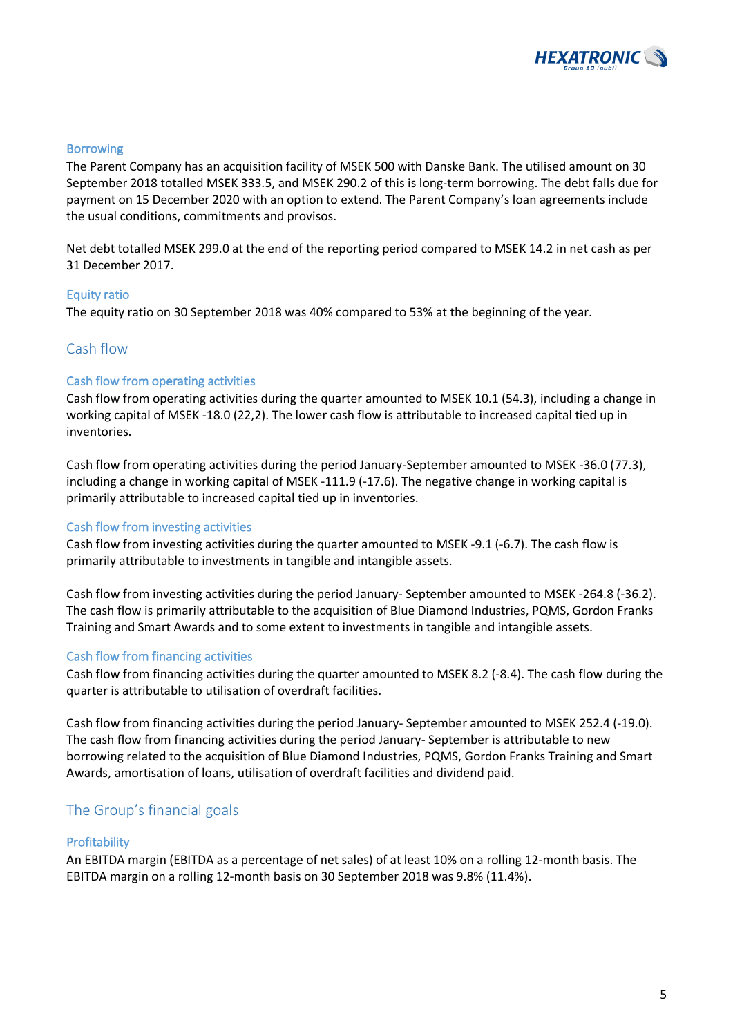### Borrowing

The Parent Company has an acquisition facility of MSEK 500 with Danske Bank. The utilised amount on 30 September 2018 totalled MSEK 333.5, and MSEK 290.2 of this is long-term borrowing. The debt falls due for payment on 15 December 2020 with an option to extend. The Parent Company's loan agreements include the usual conditions, commitments and provisos.

Net debt totalled MSEK 299.0 at the end of the reporting period compared to MSEK 14.2 in net cash as per 31 December 2017.

### Equity ratio

The equity ratio on 30 September 2018 was 40% compared to 53% at the beginning of the year.

## Cash flow

### Cash flow from operating activities

Cash flow from operating activities during the quarter amounted to MSEK 10.1 (54.3), including a change in working capital of MSEK -18.0 (22,2). The lower cash flow is attributable to increased capital tied up in inventories.

Cash flow from operating activities during the period January-September amounted to MSEK -36.0 (77.3), including a change in working capital of MSEK -111.9 (-17.6). The negative change in working capital is primarily attributable to increased capital tied up in inventories.

### Cash flow from investing activities

Cash flow from investing activities during the quarter amounted to MSEK -9.1 (-6.7). The cash flow is primarily attributable to investments in tangible and intangible assets.

Cash flow from investing activities during the period January- September amounted to MSEK -264.8 (-36.2). The cash flow is primarily attributable to the acquisition of Blue Diamond Industries, PQMS, Gordon Franks Training and Smart Awards and to some extent to investments in tangible and intangible assets.

### Cash flow from financing activities

Cash flow from financing activities during the quarter amounted to MSEK 8.2 (-8.4). The cash flow during the quarter is attributable to utilisation of overdraft facilities.

Cash flow from financing activities during the period January- September amounted to MSEK 252.4 (-19.0). The cash flow from financing activities during the period January- September is attributable to new borrowing related to the acquisition of Blue Diamond Industries, PQMS, Gordon Franks Training and Smart Awards, amortisation of loans, utilisation of overdraft facilities and dividend paid.

## The Group's financial goals

### Profitability

An EBITDA margin (EBITDA as a percentage of net sales) of at least 10% on a rolling 12-month basis. The EBITDA margin on a rolling 12-month basis on 30 September 2018 was 9.8% (11.4%).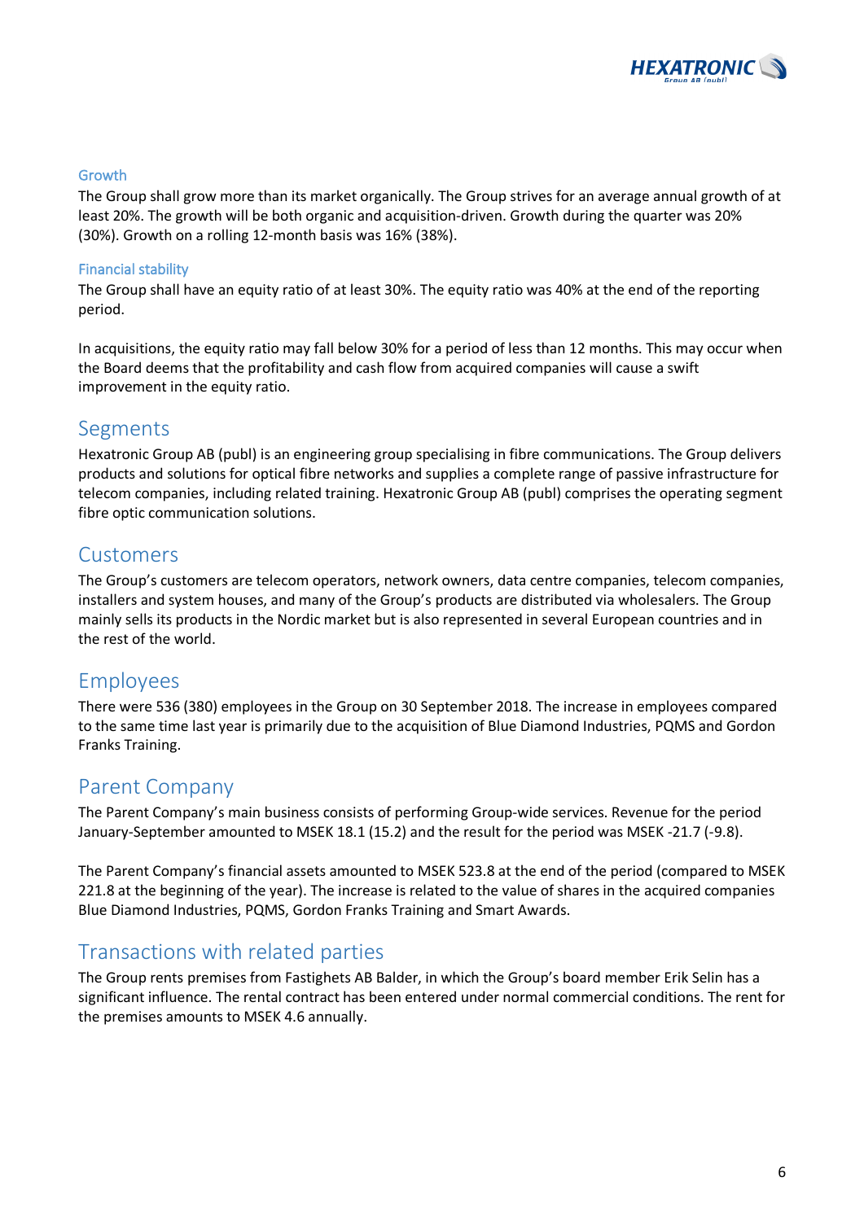### Growth

The Group shall grow more than its market organically. The Group strives for an average annual growth of at least 20%. The growth will be both organic and acquisition-driven. Growth during the quarter was 20% (30%). Growth on a rolling 12-month basis was 16% (38%).

### Financial stability

The Group shall have an equity ratio of at least 30%. The equity ratio was 40% at the end of the reporting period.

In acquisitions, the equity ratio may fall below 30% for a period of less than 12 months. This may occur when the Board deems that the profitability and cash flow from acquired companies will cause a swift improvement in the equity ratio.

## Segments

Hexatronic Group AB (publ) is an engineering group specialising in fibre communications. The Group delivers products and solutions for optical fibre networks and supplies a complete range of passive infrastructure for telecom companies, including related training. Hexatronic Group AB (publ) comprises the operating segment fibre optic communication solutions.

## Customers

The Group's customers are telecom operators, network owners, data centre companies, telecom companies, installers and system houses, and many of the Group's products are distributed via wholesalers. The Group mainly sells its products in the Nordic market but is also represented in several European countries and in the rest of the world.

## Employees

There were 536 (380) employees in the Group on 30 September 2018. The increase in employees compared to the same time last year is primarily due to the acquisition of Blue Diamond Industries, PQMS and Gordon Franks Training.

## Parent Company

The Parent Company's main business consists of performing Group-wide services. Revenue for the period January-September amounted to MSEK 18.1 (15.2) and the result for the period was MSEK -21.7 (-9.8).

The Parent Company's financial assets amounted to MSEK 523.8 at the end of the period (compared to MSEK 221.8 at the beginning of the year). The increase is related to the value of shares in the acquired companies Blue Diamond Industries, PQMS, Gordon Franks Training and Smart Awards.

## Transactions with related parties

The Group rents premises from Fastighets AB Balder, in which the Group's board member Erik Selin has a significant influence. The rental contract has been entered under normal commercial conditions. The rent for the premises amounts to MSEK 4.6 annually.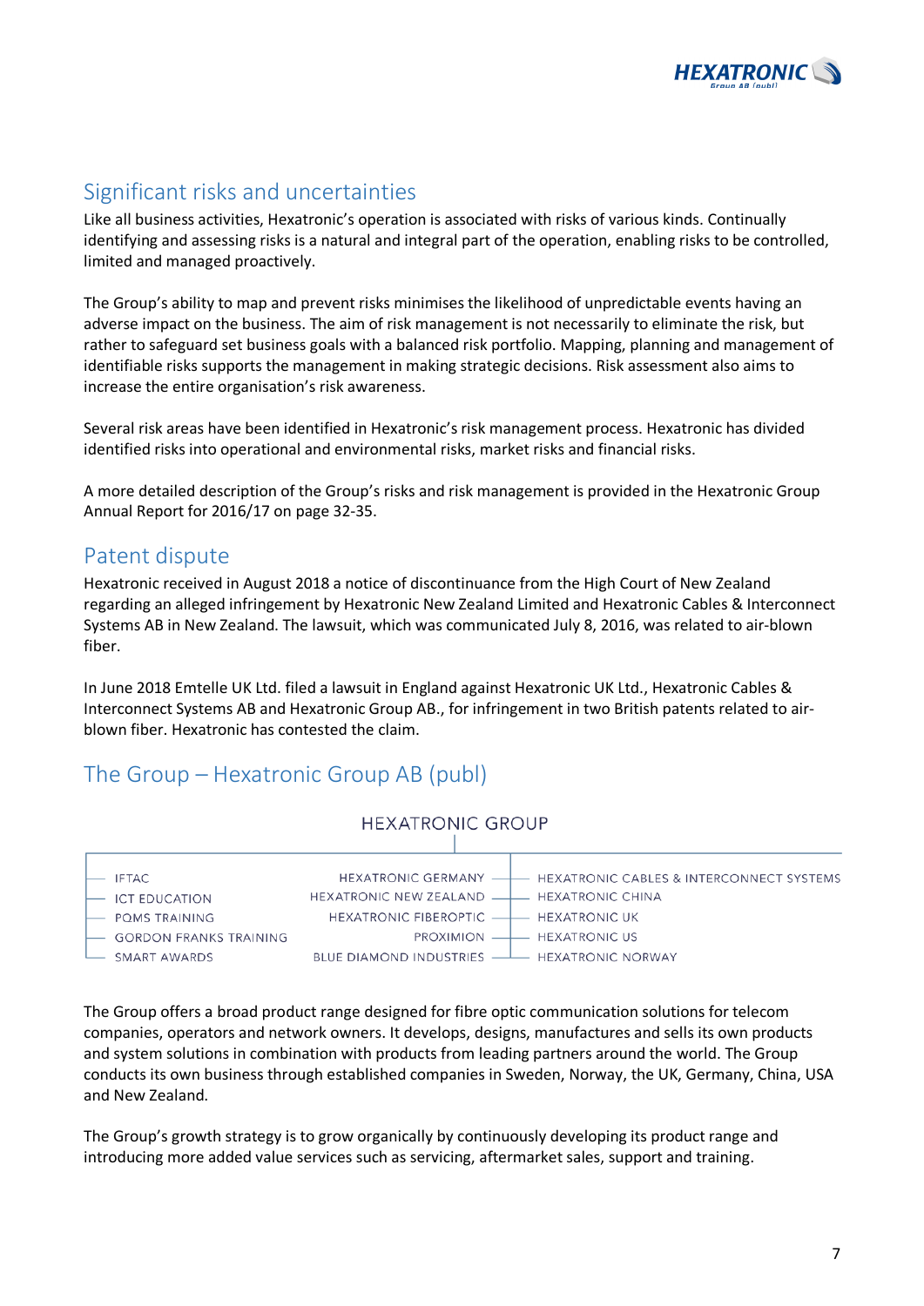## Significant risks and uncertainties

Like all business activities, Hexatronic's operation is associated with risks of various kinds. Continually identifying and assessing risks is a natural and integral part of the operation, enabling risks to be controlled, limited and managed proactively.

The Group's ability to map and prevent risks minimises the likelihood of unpredictable events having an adverse impact on the business. The aim of risk management is not necessarily to eliminate the risk, but rather to safeguard set business goals with a balanced risk portfolio. Mapping, planning and management of identifiable risks supports the management in making strategic decisions. Risk assessment also aims to increase the entire organisation's risk awareness.

Several risk areas have been identified in Hexatronic's risk management process. Hexatronic has divided identified risks into operational and environmental risks, market risks and financial risks.

A more detailed description of the Group's risks and risk management is provided in the Hexatronic Group Annual Report for 2016/17 on page 32-35.

## Patent dispute

Hexatronic received in August 2018 a notice of discontinuance from the High Court of New Zealand regarding an alleged infringement by Hexatronic New Zealand Limited and Hexatronic Cables & Interconnect Systems AB in New Zealand. The lawsuit, which was communicated July 8, 2016, was related to air-blown fiber.

In June 2018 Emtelle UK Ltd. filed a lawsuit in England against Hexatronic UK Ltd., Hexatronic Cables & Interconnect Systems AB and Hexatronic Group AB., for infringement in two British patents related to air-blown fiber. Hexatronic has contested the claim.

## The Group – Hexatronic Group AB (publ)

HEXATRONIC GROUP

| | | |
|---|---|---|
| IFTAC | HEXATRONIC GERMANY | HEXATRONIC CABLES & INTERCONNECT SYSTEMS |
| ICT EDUCATION | HEXATRONIC NEW ZEALAND | HEXATRONIC CHINA |
| POMS TRAINING | HEXATRONIC FIBEROPTIC | HEXATRONIC UK |
| GORDON FRANKS TRAINING | PROXIMION | HEXATRONIC US |
| SMART AWARDS | BLUE DIAMOND INDUSTRIES | HEXATRONIC NORWAY |

The Group offers a broad product range designed for fibre optic communication solutions for telecom companies, operators and network owners. It develops, designs, manufactures and sells its own products and system solutions in combination with products from leading partners around the world. The Group conducts its own business through established companies in Sweden, Norway, the UK, Germany, China, USA and New Zealand.

The Group's growth strategy is to grow organically by continuously developing its product range and introducing more added value services such as servicing, aftermarket sales, support and training.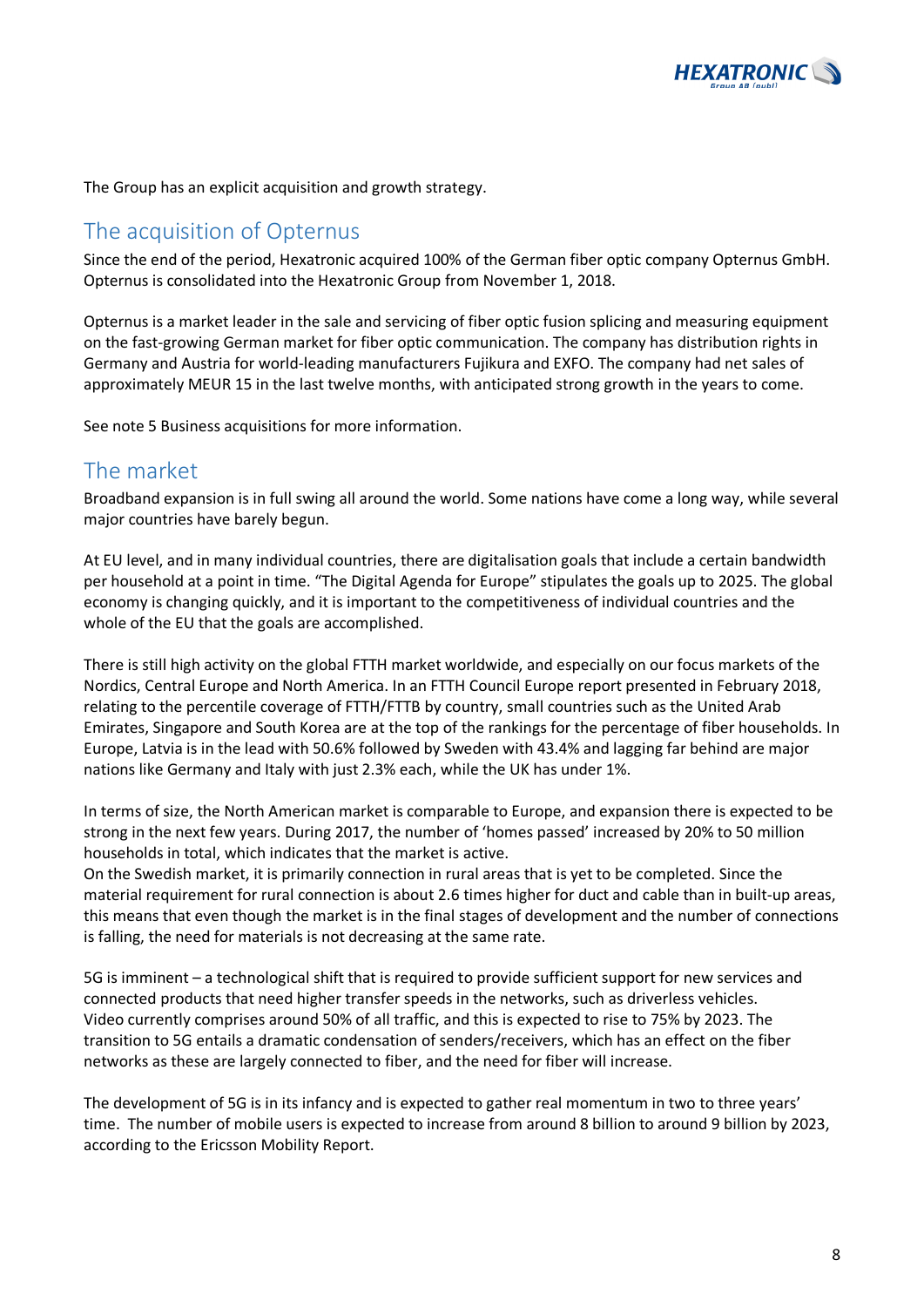The Group has an explicit acquisition and growth strategy.

## The acquisition of Opternus

Since the end of the period, Hexatronic acquired 100% of the German fiber optic company Opternus GmbH. Opternus is consolidated into the Hexatronic Group from November 1, 2018.

Opternus is a market leader in the sale and servicing of fiber optic fusion splicing and measuring equipment on the fast-growing German market for fiber optic communication. The company has distribution rights in Germany and Austria for world-leading manufacturers Fujikura and EXFO. The company had net sales of approximately MEUR 15 in the last twelve months, with anticipated strong growth in the years to come.

See note 5 Business acquisitions for more information.

## The market

Broadband expansion is in full swing all around the world. Some nations have come a long way, while several major countries have barely begun.

At EU level, and in many individual countries, there are digitalisation goals that include a certain bandwidth per household at a point in time. "The Digital Agenda for Europe" stipulates the goals up to 2025. The global economy is changing quickly, and it is important to the competitiveness of individual countries and the whole of the EU that the goals are accomplished.

There is still high activity on the global FTTH market worldwide, and especially on our focus markets of the Nordics, Central Europe and North America. In an FTTH Council Europe report presented in February 2018, relating to the percentile coverage of FTTH/FTTB by country, small countries such as the United Arab Emirates, Singapore and South Korea are at the top of the rankings for the percentage of fiber households. In Europe, Latvia is in the lead with 50.6% followed by Sweden with 43.4% and lagging far behind are major nations like Germany and Italy with just 2.3% each, while the UK has under 1%.

In terms of size, the North American market is comparable to Europe, and expansion there is expected to be strong in the next few years. During 2017, the number of 'homes passed' increased by 20% to 50 million households in total, which indicates that the market is active.
On the Swedish market, it is primarily connection in rural areas that is yet to be completed. Since the material requirement for rural connection is about 2.6 times higher for duct and cable than in built-up areas, this means that even though the market is in the final stages of development and the number of connections is falling, the need for materials is not decreasing at the same rate.

5G is imminent – a technological shift that is required to provide sufficient support for new services and connected products that need higher transfer speeds in the networks, such as driverless vehicles. Video currently comprises around 50% of all traffic, and this is expected to rise to 75% by 2023. The transition to 5G entails a dramatic condensation of senders/receivers, which has an effect on the fiber networks as these are largely connected to fiber, and the need for fiber will increase.

The development of 5G is in its infancy and is expected to gather real momentum in two to three years' time. The number of mobile users is expected to increase from around 8 billion to around 9 billion by 2023, according to the Ericsson Mobility Report.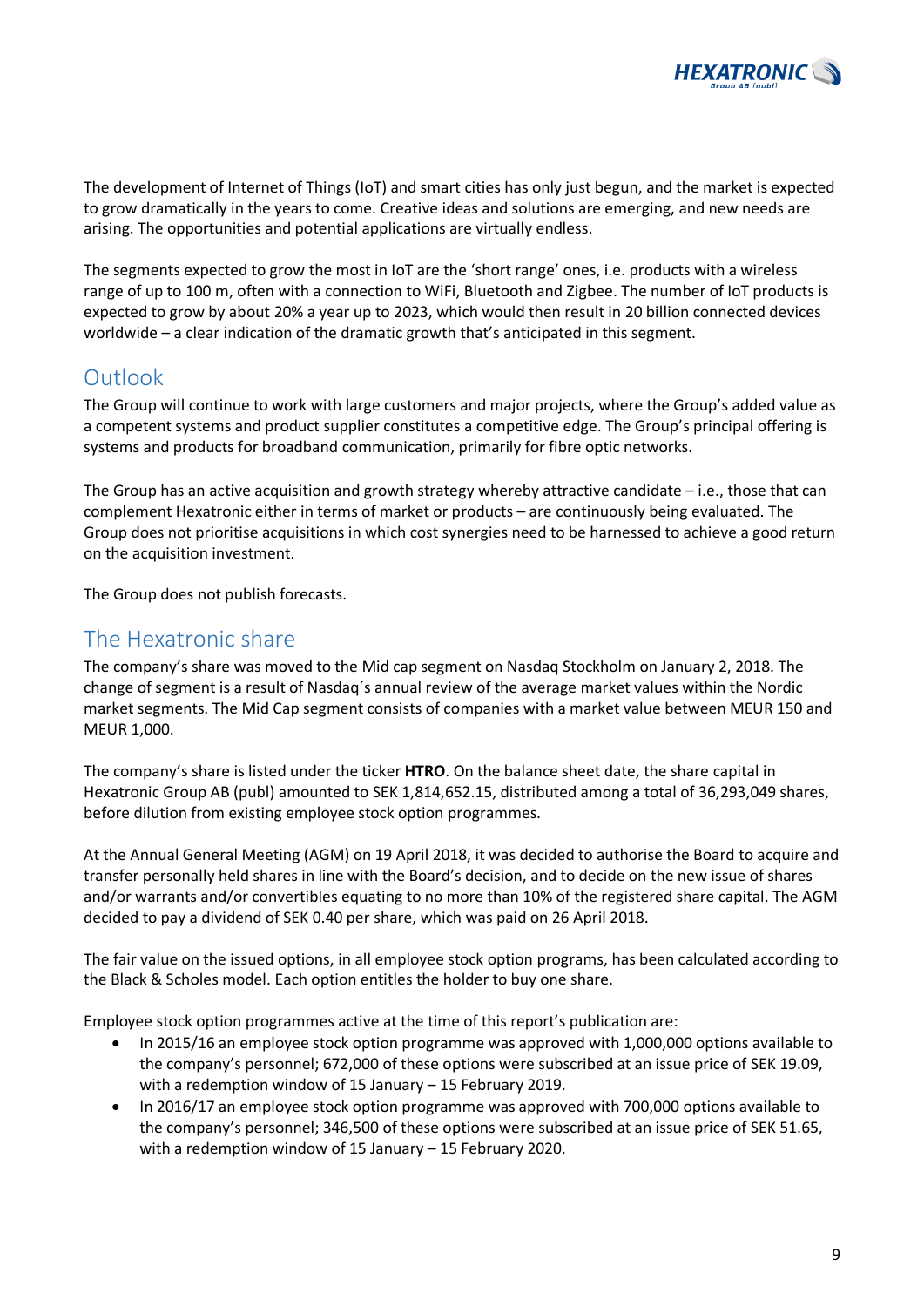The development of Internet of Things (IoT) and smart cities has only just begun, and the market is expected to grow dramatically in the years to come. Creative ideas and solutions are emerging, and new needs are arising. The opportunities and potential applications are virtually endless.

The segments expected to grow the most in IoT are the 'short range' ones, i.e. products with a wireless range of up to 100 m, often with a connection to WiFi, Bluetooth and Zigbee. The number of IoT products is expected to grow by about 20% a year up to 2023, which would then result in 20 billion connected devices worldwide – a clear indication of the dramatic growth that's anticipated in this segment.

## Outlook

The Group will continue to work with large customers and major projects, where the Group's added value as a competent systems and product supplier constitutes a competitive edge. The Group's principal offering is systems and products for broadband communication, primarily for fibre optic networks.

The Group has an active acquisition and growth strategy whereby attractive candidate – i.e., those that can complement Hexatronic either in terms of market or products – are continuously being evaluated. The Group does not prioritise acquisitions in which cost synergies need to be harnessed to achieve a good return on the acquisition investment.

The Group does not publish forecasts.

## The Hexatronic share

The company's share was moved to the Mid cap segment on Nasdaq Stockholm on January 2, 2018. The change of segment is a result of Nasdaq´s annual review of the average market values within the Nordic market segments. The Mid Cap segment consists of companies with a market value between MEUR 150 and MEUR 1,000.

The company's share is listed under the ticker **HTRO**. On the balance sheet date, the share capital in Hexatronic Group AB (publ) amounted to SEK 1,814,652.15, distributed among a total of 36,293,049 shares, before dilution from existing employee stock option programmes.

At the Annual General Meeting (AGM) on 19 April 2018, it was decided to authorise the Board to acquire and transfer personally held shares in line with the Board's decision, and to decide on the new issue of shares and/or warrants and/or convertibles equating to no more than 10% of the registered share capital. The AGM decided to pay a dividend of SEK 0.40 per share, which was paid on 26 April 2018.

The fair value on the issued options, in all employee stock option programs, has been calculated according to the Black & Scholes model. Each option entitles the holder to buy one share.

Employee stock option programmes active at the time of this report's publication are:

- In 2015/16 an employee stock option programme was approved with 1,000,000 options available to the company's personnel; 672,000 of these options were subscribed at an issue price of SEK 19.09, with a redemption window of 15 January – 15 February 2019.
- In 2016/17 an employee stock option programme was approved with 700,000 options available to the company's personnel; 346,500 of these options were subscribed at an issue price of SEK 51.65, with a redemption window of 15 January – 15 February 2020.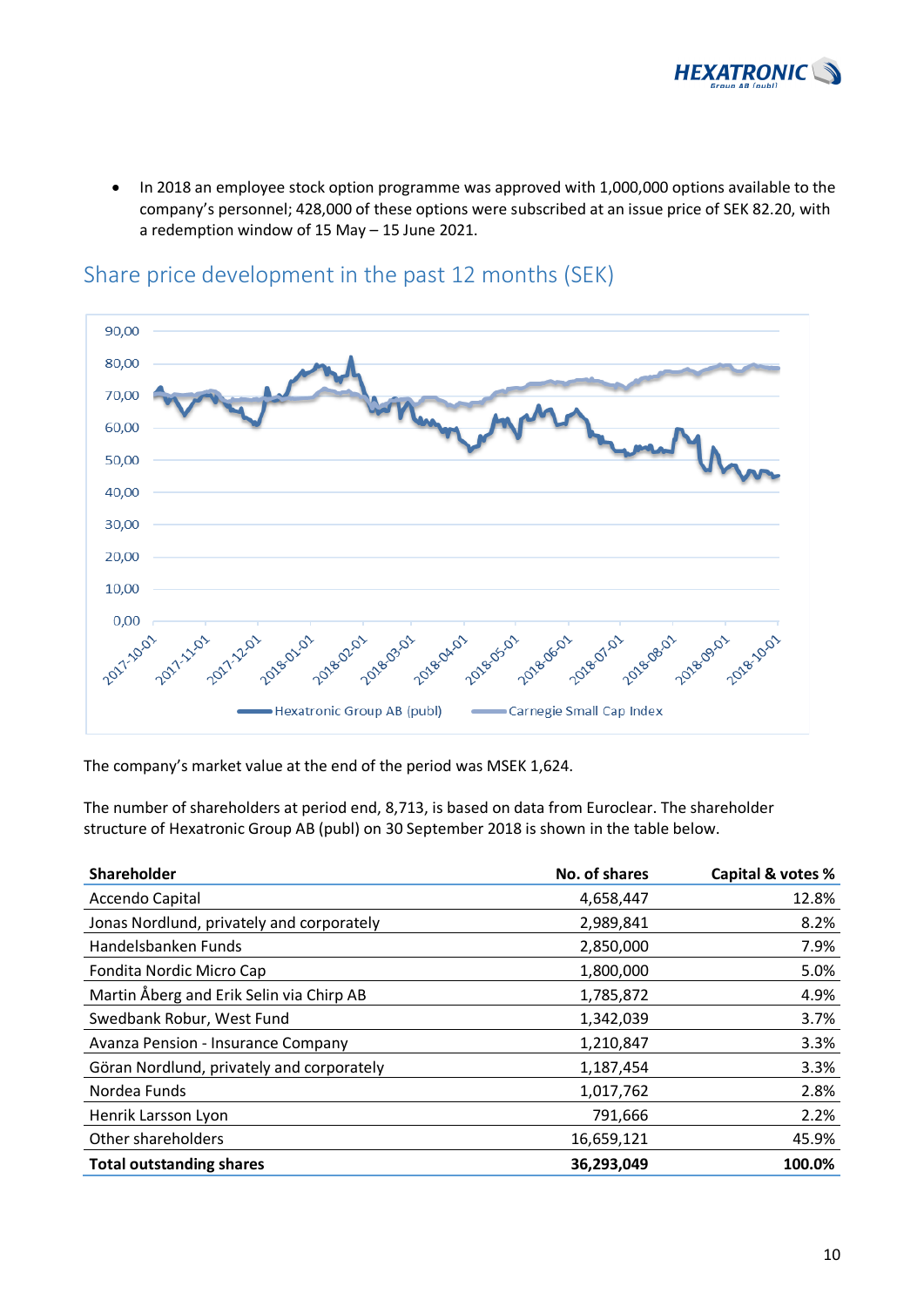- In 2018 an employee stock option programme was approved with 1,000,000 options available to the company's personnel; 428,000 of these options were subscribed at an issue price of SEK 82.20, with a redemption window of 15 May – 15 June 2021.

## Share price development in the past 12 months (SEK)

The company's market value at the end of the period was MSEK 1,624.

The number of shareholders at period end, 8,713, is based on data from Euroclear. The shareholder structure of Hexatronic Group AB (publ) on 30 September 2018 is shown in the table below.

| Shareholder | No. of shares | Capital & votes % |
| --- | --- | --- |
| Accendo Capital | 4,658,447 | 12.8% |
| Jonas Nordlund, privately and corporately | 2,989,841 | 8.2% |
| Handelsbanken Funds | 2,850,000 | 7.9% |
| Fondita Nordic Micro Cap | 1,800,000 | 5.0% |
| Martin Åberg and Erik Selin via Chirp AB | 1,785,872 | 4.9% |
| Swedbank Robur, West Fund | 1,342,039 | 3.7% |
| Avanza Pension - Insurance Company | 1,210,847 | 3.3% |
| Göran Nordlund, privately and corporately | 1,187,454 | 3.3% |
| Nordea Funds | 1,017,762 | 2.8% |
| Henrik Larsson Lyon | 791,666 | 2.2% |
| Other shareholders | 16,659,121 | 45.9% |
| **Total outstanding shares** | **36,293,049** | **100.0%** |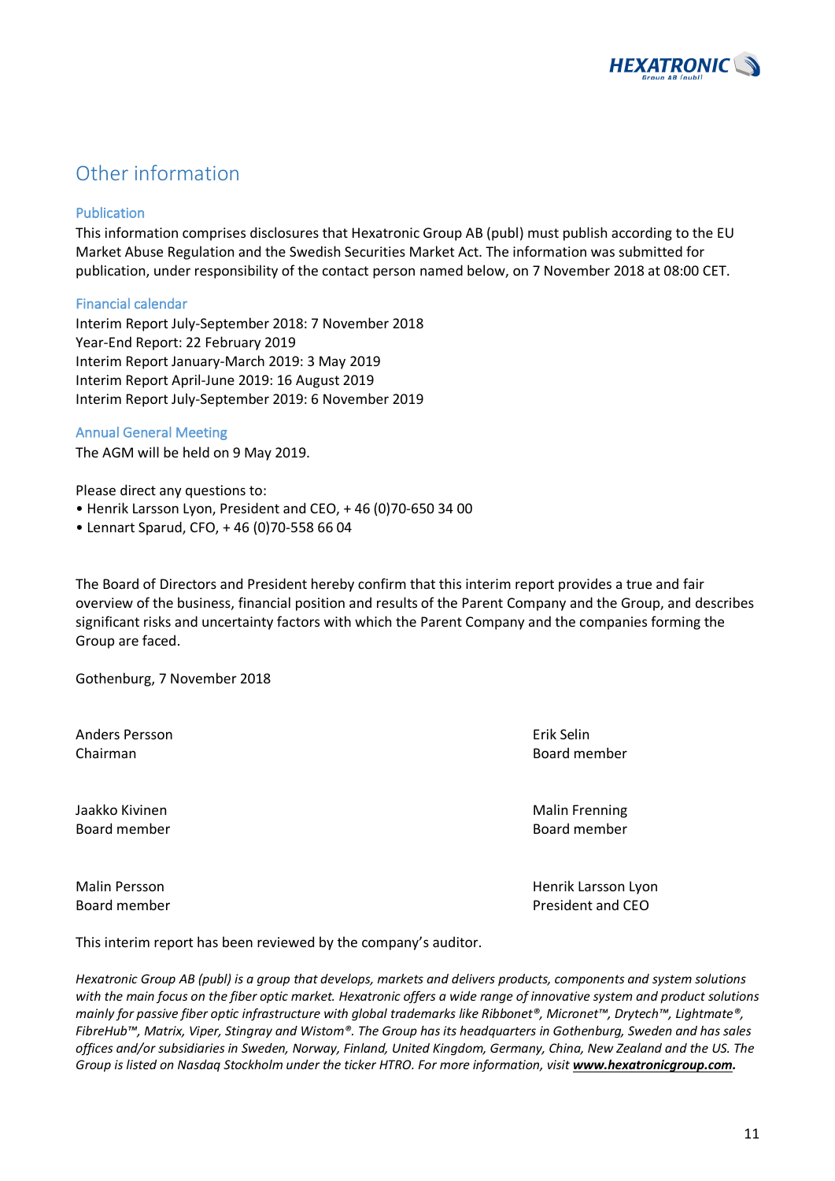# Other information

### Publication

This information comprises disclosures that Hexatronic Group AB (publ) must publish according to the EU Market Abuse Regulation and the Swedish Securities Market Act. The information was submitted for publication, under responsibility of the contact person named below, on 7 November 2018 at 08:00 CET.

### Financial calendar

Interim Report July-September 2018: 7 November 2018
Year-End Report: 22 February 2019
Interim Report January-March 2019: 3 May 2019
Interim Report April-June 2019: 16 August 2019
Interim Report July-September 2019: 6 November 2019

### Annual General Meeting

The AGM will be held on 9 May 2019.

Please direct any questions to:

- Henrik Larsson Lyon, President and CEO, + 46 (0)70-650 34 00
- Lennart Sparud, CFO, + 46 (0)70-558 66 04

The Board of Directors and President hereby confirm that this interim report provides a true and fair overview of the business, financial position and results of the Parent Company and the Group, and describes significant risks and uncertainty factors with which the Parent Company and the companies forming the Group are faced.

Gothenburg, 7 November 2018

Anders Persson
Chairman

Erik Selin
Board member

Jaakko Kivinen
Board member

Malin Frenning
Board member

Malin Persson
Board member

Henrik Larsson Lyon
President and CEO

This interim report has been reviewed by the company's auditor.

*Hexatronic Group AB (publ) is a group that develops, markets and delivers products, components and system solutions with the main focus on the fiber optic market. Hexatronic offers a wide range of innovative system and product solutions mainly for passive fiber optic infrastructure with global trademarks like Ribbonet®, Micronet™, Drytech™, Lightmate®, FibreHub™, Matrix, Viper, Stingray and Wistom®. The Group has its headquarters in Gothenburg, Sweden and has sales offices and/or subsidiaries in Sweden, Norway, Finland, United Kingdom, Germany, China, New Zealand and the US. The Group is listed on Nasdaq Stockholm under the ticker HTRO. For more information, visit* ***www.hexatronicgroup.com.***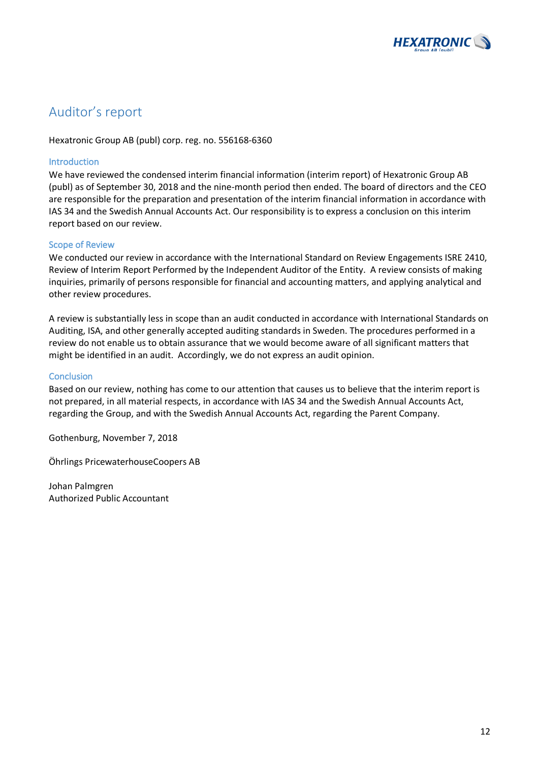# Auditor's report

Hexatronic Group AB (publ) corp. reg. no. 556168-6360

## Introduction

We have reviewed the condensed interim financial information (interim report) of Hexatronic Group AB (publ) as of September 30, 2018 and the nine-month period then ended. The board of directors and the CEO are responsible for the preparation and presentation of the interim financial information in accordance with IAS 34 and the Swedish Annual Accounts Act. Our responsibility is to express a conclusion on this interim report based on our review.

## Scope of Review

We conducted our review in accordance with the International Standard on Review Engagements ISRE 2410, Review of Interim Report Performed by the Independent Auditor of the Entity. A review consists of making inquiries, primarily of persons responsible for financial and accounting matters, and applying analytical and other review procedures.

A review is substantially less in scope than an audit conducted in accordance with International Standards on Auditing, ISA, and other generally accepted auditing standards in Sweden. The procedures performed in a review do not enable us to obtain assurance that we would become aware of all significant matters that might be identified in an audit. Accordingly, we do not express an audit opinion.

## Conclusion

Based on our review, nothing has come to our attention that causes us to believe that the interim report is not prepared, in all material respects, in accordance with IAS 34 and the Swedish Annual Accounts Act, regarding the Group, and with the Swedish Annual Accounts Act, regarding the Parent Company.

Gothenburg, November 7, 2018

Öhrlings PricewaterhouseCoopers AB

Johan Palmgren
Authorized Public Accountant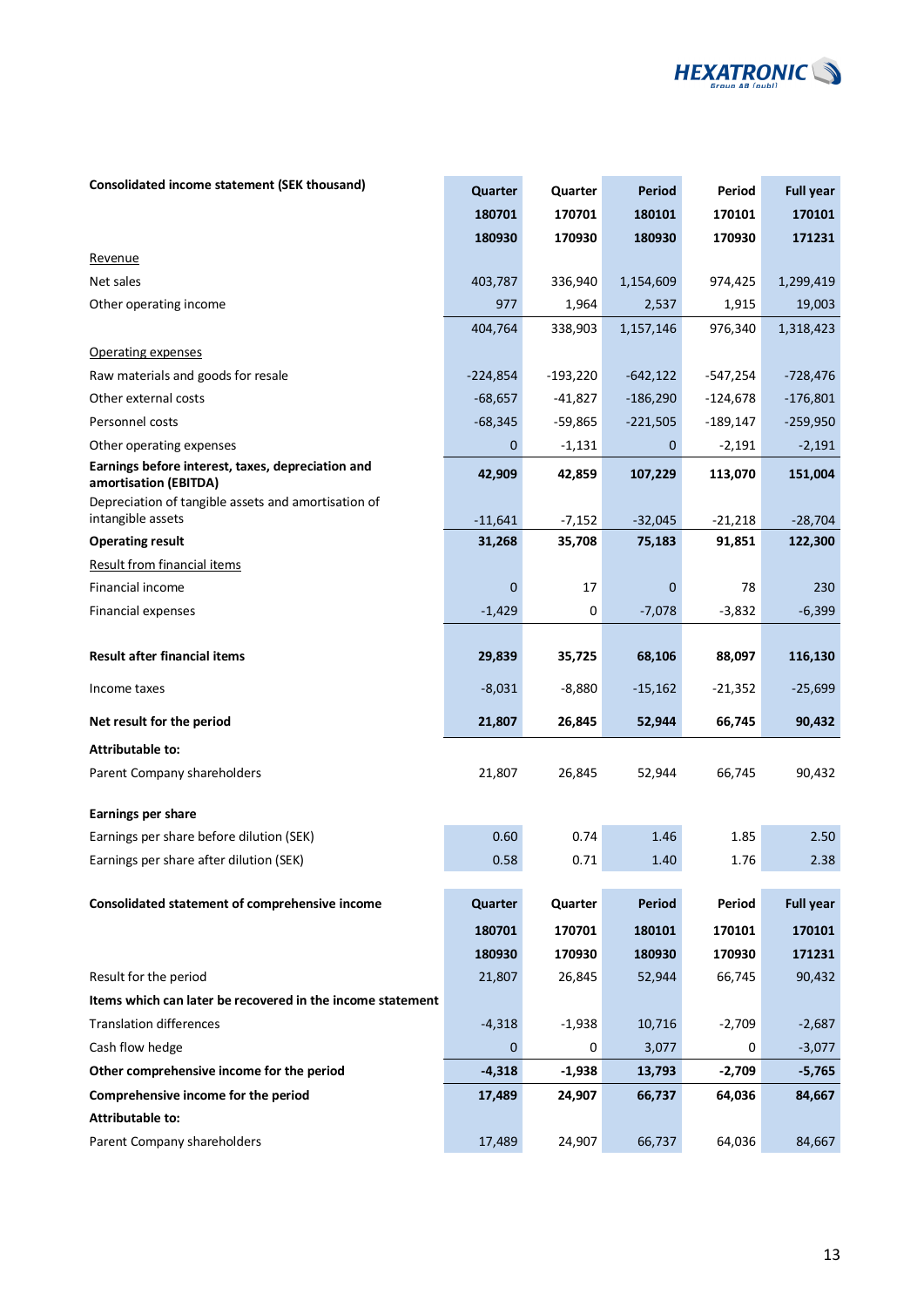| Consolidated income statement (SEK thousand) | Quarter 180701 180930 | Quarter 170701 170930 | Period 180101 180930 | Period 170101 170930 | Full year 170101 171231 |
|---|---|---|---|---|---|
| Revenue | | | | | |
| Net sales | 403,787 | 336,940 | 1,154,609 | 974,425 | 1,299,419 |
| Other operating income | 977 | 1,964 | 2,537 | 1,915 | 19,003 |
| | 404,764 | 338,903 | 1,157,146 | 976,340 | 1,318,423 |
| Operating expenses | | | | | |
| Raw materials and goods for resale | -224,854 | -193,220 | -642,122 | -547,254 | -728,476 |
| Other external costs | -68,657 | -41,827 | -186,290 | -124,678 | -176,801 |
| Personnel costs | -68,345 | -59,865 | -221,505 | -189,147 | -259,950 |
| Other operating expenses | 0 | -1,131 | 0 | -2,191 | -2,191 |
| **Earnings before interest, taxes, depreciation and amortisation (EBITDA)** | **42,909** | **42,859** | **107,229** | **113,070** | **151,004** |
| Depreciation of tangible assets and amortisation of intangible assets | -11,641 | -7,152 | -32,045 | -21,218 | -28,704 |
| **Operating result** | **31,268** | **35,708** | **75,183** | **91,851** | **122,300** |
| Result from financial items | | | | | |
| Financial income | 0 | 17 | 0 | 78 | 230 |
| Financial expenses | -1,429 | 0 | -7,078 | -3,832 | -6,399 |
| **Result after financial items** | **29,839** | **35,725** | **68,106** | **88,097** | **116,130** |
| Income taxes | -8,031 | -8,880 | -15,162 | -21,352 | -25,699 |
| **Net result for the period** | **21,807** | **26,845** | **52,944** | **66,745** | **90,432** |
| **Attributable to:** | | | | | |
| Parent Company shareholders | 21,807 | 26,845 | 52,944 | 66,745 | 90,432 |
| **Earnings per share** | | | | | |
| Earnings per share before dilution (SEK) | 0.60 | 0.74 | 1.46 | 1.85 | 2.50 |
| Earnings per share after dilution (SEK) | 0.58 | 0.71 | 1.40 | 1.76 | 2.38 |

| Consolidated statement of comprehensive income | Quarter 180701 180930 | Quarter 170701 170930 | Period 180101 180930 | Period 170101 170930 | Full year 170101 171231 |
|---|---|---|---|---|---|
| Result for the period | 21,807 | 26,845 | 52,944 | 66,745 | 90,432 |
| **Items which can later be recovered in the income statement** | | | | | |
| Translation differences | -4,318 | -1,938 | 10,716 | -2,709 | -2,687 |
| Cash flow hedge | 0 | 0 | 3,077 | 0 | -3,077 |
| **Other comprehensive income for the period** | **-4,318** | **-1,938** | **13,793** | **-2,709** | **-5,765** |
| **Comprehensive income for the period** | **17,489** | **24,907** | **66,737** | **64,036** | **84,667** |
| **Attributable to:** | | | | | |
| Parent Company shareholders | 17,489 | 24,907 | 66,737 | 64,036 | 84,667 |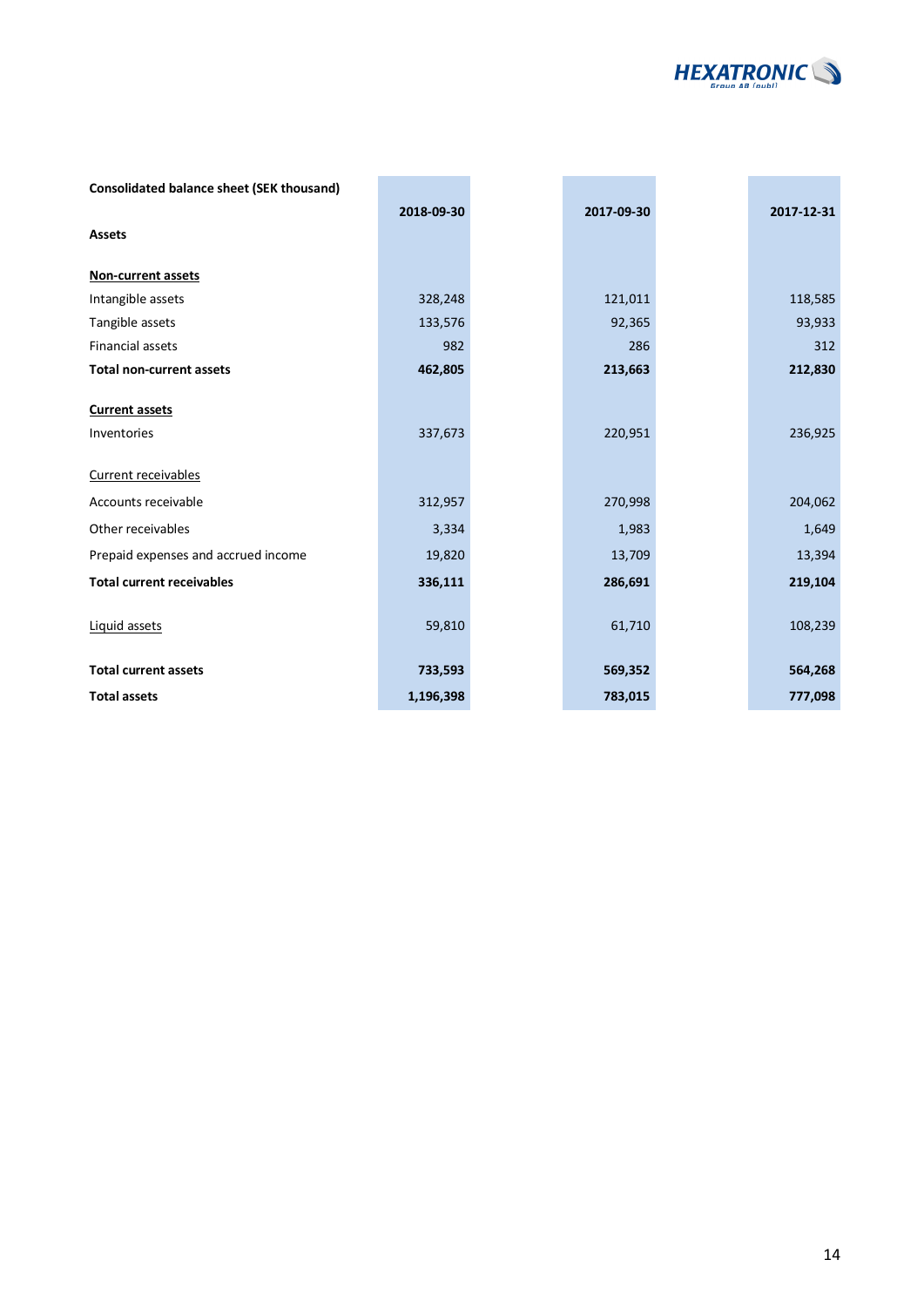| Consolidated balance sheet (SEK thousand) | 2018-09-30 | 2017-09-30 | 2017-12-31 |
|---|---|---|---|
| **Assets** | | | |
| **Non-current assets** | | | |
| Intangible assets | 328,248 | 121,011 | 118,585 |
| Tangible assets | 133,576 | 92,365 | 93,933 |
| Financial assets | 982 | 286 | 312 |
| **Total non-current assets** | **462,805** | **213,663** | **212,830** |
| **Current assets** | | | |
| Inventories | 337,673 | 220,951 | 236,925 |
| Current receivables | | | |
| Accounts receivable | 312,957 | 270,998 | 204,062 |
| Other receivables | 3,334 | 1,983 | 1,649 |
| Prepaid expenses and accrued income | 19,820 | 13,709 | 13,394 |
| **Total current receivables** | **336,111** | **286,691** | **219,104** |
| Liquid assets | 59,810 | 61,710 | 108,239 |
| **Total current assets** | **733,593** | **569,352** | **564,268** |
| **Total assets** | **1,196,398** | **783,015** | **777,098** |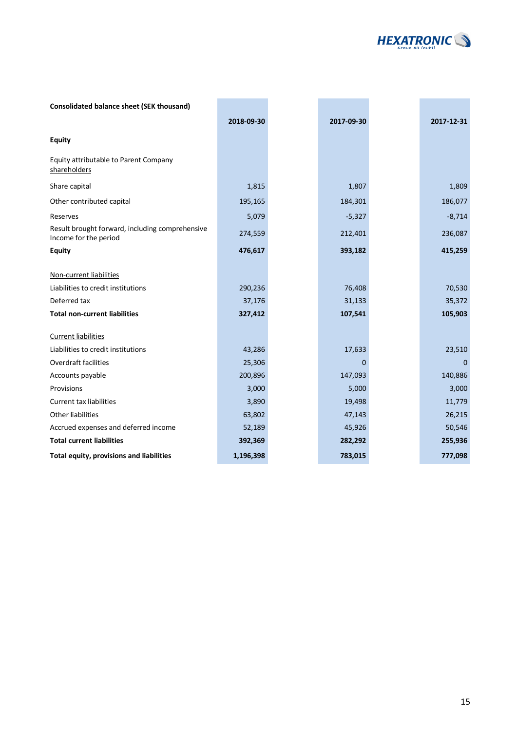| Consolidated balance sheet (SEK thousand) | 2018-09-30 | 2017-09-30 | 2017-12-31 |
|---|---|---|---|
| **Equity** | | | |
| Equity attributable to Parent Company shareholders | | | |
| Share capital | 1,815 | 1,807 | 1,809 |
| Other contributed capital | 195,165 | 184,301 | 186,077 |
| Reserves | 5,079 | -5,327 | -8,714 |
| Result brought forward, including comprehensive Income for the period | 274,559 | 212,401 | 236,087 |
| **Equity** | **476,617** | **393,182** | **415,259** |
| Non-current liabilities | | | |
| Liabilities to credit institutions | 290,236 | 76,408 | 70,530 |
| Deferred tax | 37,176 | 31,133 | 35,372 |
| **Total non-current liabilities** | **327,412** | **107,541** | **105,903** |
| Current liabilities | | | |
| Liabilities to credit institutions | 43,286 | 17,633 | 23,510 |
| Overdraft facilities | 25,306 | 0 | 0 |
| Accounts payable | 200,896 | 147,093 | 140,886 |
| Provisions | 3,000 | 5,000 | 3,000 |
| Current tax liabilities | 3,890 | 19,498 | 11,779 |
| Other liabilities | 63,802 | 47,143 | 26,215 |
| Accrued expenses and deferred income | 52,189 | 45,926 | 50,546 |
| **Total current liabilities** | **392,369** | **282,292** | **255,936** |
| **Total equity, provisions and liabilities** | **1,196,398** | **783,015** | **777,098** |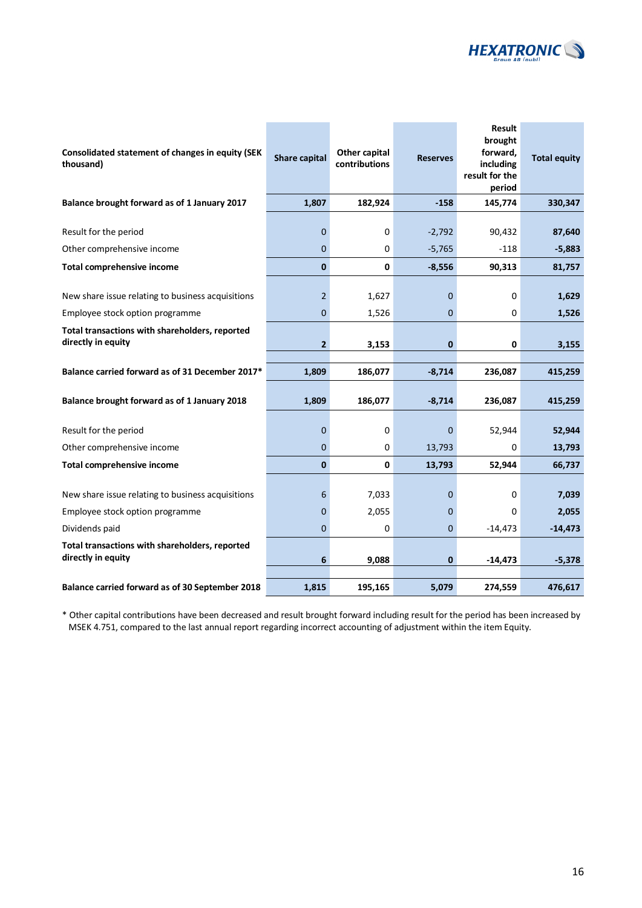| Consolidated statement of changes in equity (SEK thousand) | Share capital | Other capital contributions | Reserves | Result brought forward, including result for the period | Total equity |
|---|---|---|---|---|---|
| **Balance brought forward as of 1 January 2017** | **1,807** | **182,924** | **-158** | **145,774** | **330,347** |
| | | | | | |
| Result for the period | 0 | 0 | -2,792 | 90,432 | **87,640** |
| Other comprehensive income | 0 | 0 | -5,765 | -118 | **-5,883** |
| **Total comprehensive income** | **0** | **0** | **-8,556** | **90,313** | **81,757** |
| | | | | | |
| New share issue relating to business acquisitions | 2 | 1,627 | 0 | 0 | **1,629** |
| Employee stock option programme | 0 | 1,526 | 0 | 0 | **1,526** |
| **Total transactions with shareholders, reported directly in equity** | **2** | **3,153** | **0** | **0** | **3,155** |
| | | | | | |
| **Balance carried forward as of 31 December 2017*** | **1,809** | **186,077** | **-8,714** | **236,087** | **415,259** |
| | | | | | |
| **Balance brought forward as of 1 January 2018** | **1,809** | **186,077** | **-8,714** | **236,087** | **415,259** |
| | | | | | |
| Result for the period | 0 | 0 | 0 | 52,944 | **52,944** |
| Other comprehensive income | 0 | 0 | 13,793 | 0 | **13,793** |
| **Total comprehensive income** | **0** | **0** | **13,793** | **52,944** | **66,737** |
| | | | | | |
| New share issue relating to business acquisitions | 6 | 7,033 | 0 | 0 | **7,039** |
| Employee stock option programme | 0 | 2,055 | 0 | 0 | **2,055** |
| Dividends paid | 0 | 0 | 0 | -14,473 | **-14,473** |
| **Total transactions with shareholders, reported directly in equity** | **6** | **9,088** | **0** | **-14,473** | **-5,378** |
| | | | | | |
| **Balance carried forward as of 30 September 2018** | **1,815** | **195,165** | **5,079** | **274,559** | **476,617** |

* Other capital contributions have been decreased and result brought forward including result for the period has been increased by MSEK 4.751, compared to the last annual report regarding incorrect accounting of adjustment within the item Equity.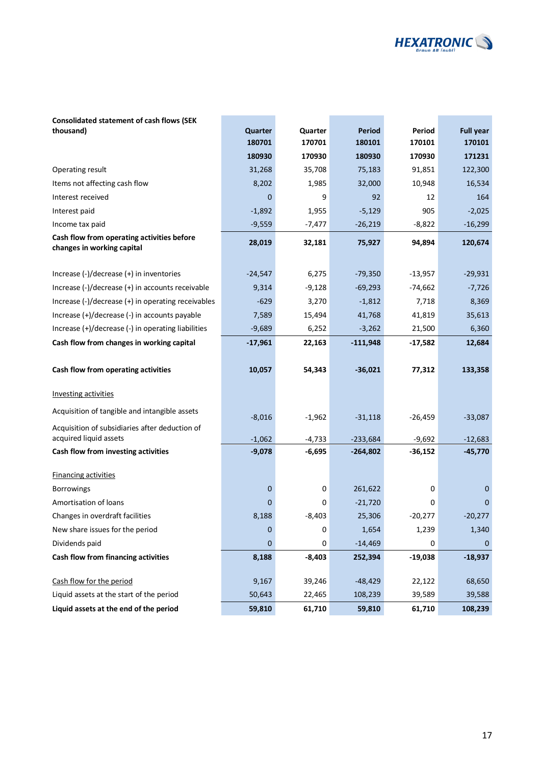| Consolidated statement of cash flows (SEK thousand) | Quarter 180701 180930 | Quarter 170701 170930 | Period 180101 180930 | Period 170101 170930 | Full year 170101 171231 |
|---|---|---|---|---|---|
| Operating result | 31,268 | 35,708 | 75,183 | 91,851 | 122,300 |
| Items not affecting cash flow | 8,202 | 1,985 | 32,000 | 10,948 | 16,534 |
| Interest received | 0 | 9 | 92 | 12 | 164 |
| Interest paid | -1,892 | 1,955 | -5,129 | 905 | -2,025 |
| Income tax paid | -9,559 | -7,477 | -26,219 | -8,822 | -16,299 |
| **Cash flow from operating activities before changes in working capital** | **28,019** | **32,181** | **75,927** | **94,894** | **120,674** |
| | | | | | |
| Increase (-)/decrease (+) in inventories | -24,547 | 6,275 | -79,350 | -13,957 | -29,931 |
| Increase (-)/decrease (+) in accounts receivable | 9,314 | -9,128 | -69,293 | -74,662 | -7,726 |
| Increase (-)/decrease (+) in operating receivables | -629 | 3,270 | -1,812 | 7,718 | 8,369 |
| Increase (+)/decrease (-) in accounts payable | 7,589 | 15,494 | 41,768 | 41,819 | 35,613 |
| Increase (+)/decrease (-) in operating liabilities | -9,689 | 6,252 | -3,262 | 21,500 | 6,360 |
| **Cash flow from changes in working capital** | **-17,961** | **22,163** | **-111,948** | **-17,582** | **12,684** |
| | | | | | |
| **Cash flow from operating activities** | **10,057** | **54,343** | **-36,021** | **77,312** | **133,358** |
| | | | | | |
| Investing activities | | | | | |
| Acquisition of tangible and intangible assets | -8,016 | -1,962 | -31,118 | -26,459 | -33,087 |
| Acquisition of subsidiaries after deduction of acquired liquid assets | -1,062 | -4,733 | -233,684 | -9,692 | -12,683 |
| **Cash flow from investing activities** | **-9,078** | **-6,695** | **-264,802** | **-36,152** | **-45,770** |
| | | | | | |
| Financing activities | | | | | |
| Borrowings | 0 | 0 | 261,622 | 0 | 0 |
| Amortisation of loans | 0 | 0 | -21,720 | 0 | 0 |
| Changes in overdraft facilities | 8,188 | -8,403 | 25,306 | -20,277 | -20,277 |
| New share issues for the period | 0 | 0 | 1,654 | 1,239 | 1,340 |
| Dividends paid | 0 | 0 | -14,469 | 0 | 0 |
| **Cash flow from financing activities** | **8,188** | **-8,403** | **252,394** | **-19,038** | **-18,937** |
| | | | | | |
| Cash flow for the period | 9,167 | 39,246 | -48,429 | 22,122 | 68,650 |
| Liquid assets at the start of the period | 50,643 | 22,465 | 108,239 | 39,589 | 39,588 |
| **Liquid assets at the end of the period** | **59,810** | **61,710** | **59,810** | **61,710** | **108,239** |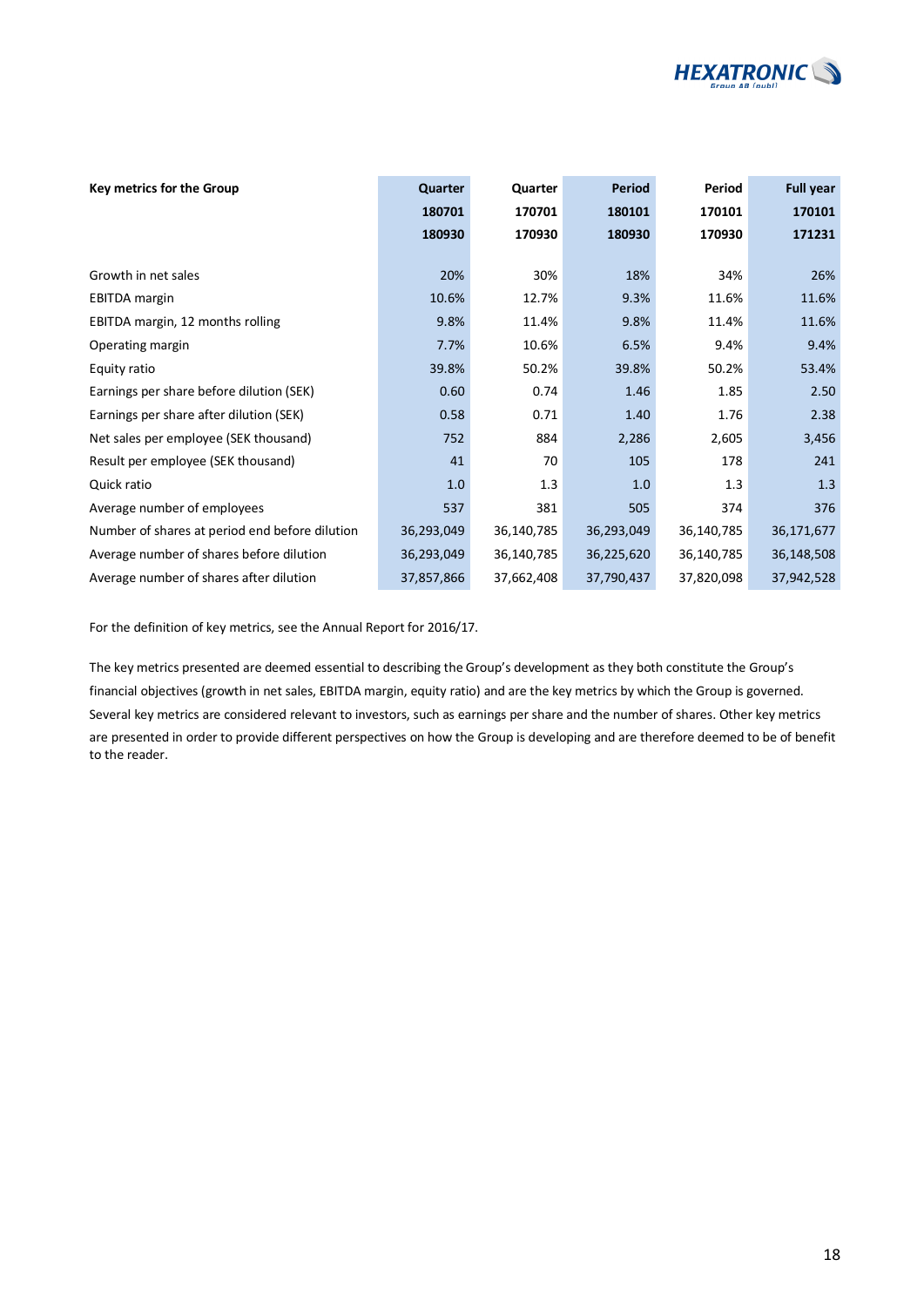| Key metrics for the Group | Quarter 180701 180930 | Quarter 170701 170930 | Period 180101 180930 | Period 170101 170930 | Full year 170101 171231 |
|---|---|---|---|---|---|
| Growth in net sales | 20% | 30% | 18% | 34% | 26% |
| EBITDA margin | 10.6% | 12.7% | 9.3% | 11.6% | 11.6% |
| EBITDA margin, 12 months rolling | 9.8% | 11.4% | 9.8% | 11.4% | 11.6% |
| Operating margin | 7.7% | 10.6% | 6.5% | 9.4% | 9.4% |
| Equity ratio | 39.8% | 50.2% | 39.8% | 50.2% | 53.4% |
| Earnings per share before dilution (SEK) | 0.60 | 0.74 | 1.46 | 1.85 | 2.50 |
| Earnings per share after dilution (SEK) | 0.58 | 0.71 | 1.40 | 1.76 | 2.38 |
| Net sales per employee (SEK thousand) | 752 | 884 | 2,286 | 2,605 | 3,456 |
| Result per employee (SEK thousand) | 41 | 70 | 105 | 178 | 241 |
| Quick ratio | 1.0 | 1.3 | 1.0 | 1.3 | 1.3 |
| Average number of employees | 537 | 381 | 505 | 374 | 376 |
| Number of shares at period end before dilution | 36,293,049 | 36,140,785 | 36,293,049 | 36,140,785 | 36,171,677 |
| Average number of shares before dilution | 36,293,049 | 36,140,785 | 36,225,620 | 36,140,785 | 36,148,508 |
| Average number of shares after dilution | 37,857,866 | 37,662,408 | 37,790,437 | 37,820,098 | 37,942,528 |

For the definition of key metrics, see the Annual Report for 2016/17.

The key metrics presented are deemed essential to describing the Group's development as they both constitute the Group's financial objectives (growth in net sales, EBITDA margin, equity ratio) and are the key metrics by which the Group is governed. Several key metrics are considered relevant to investors, such as earnings per share and the number of shares. Other key metrics are presented in order to provide different perspectives on how the Group is developing and are therefore deemed to be of benefit to the reader.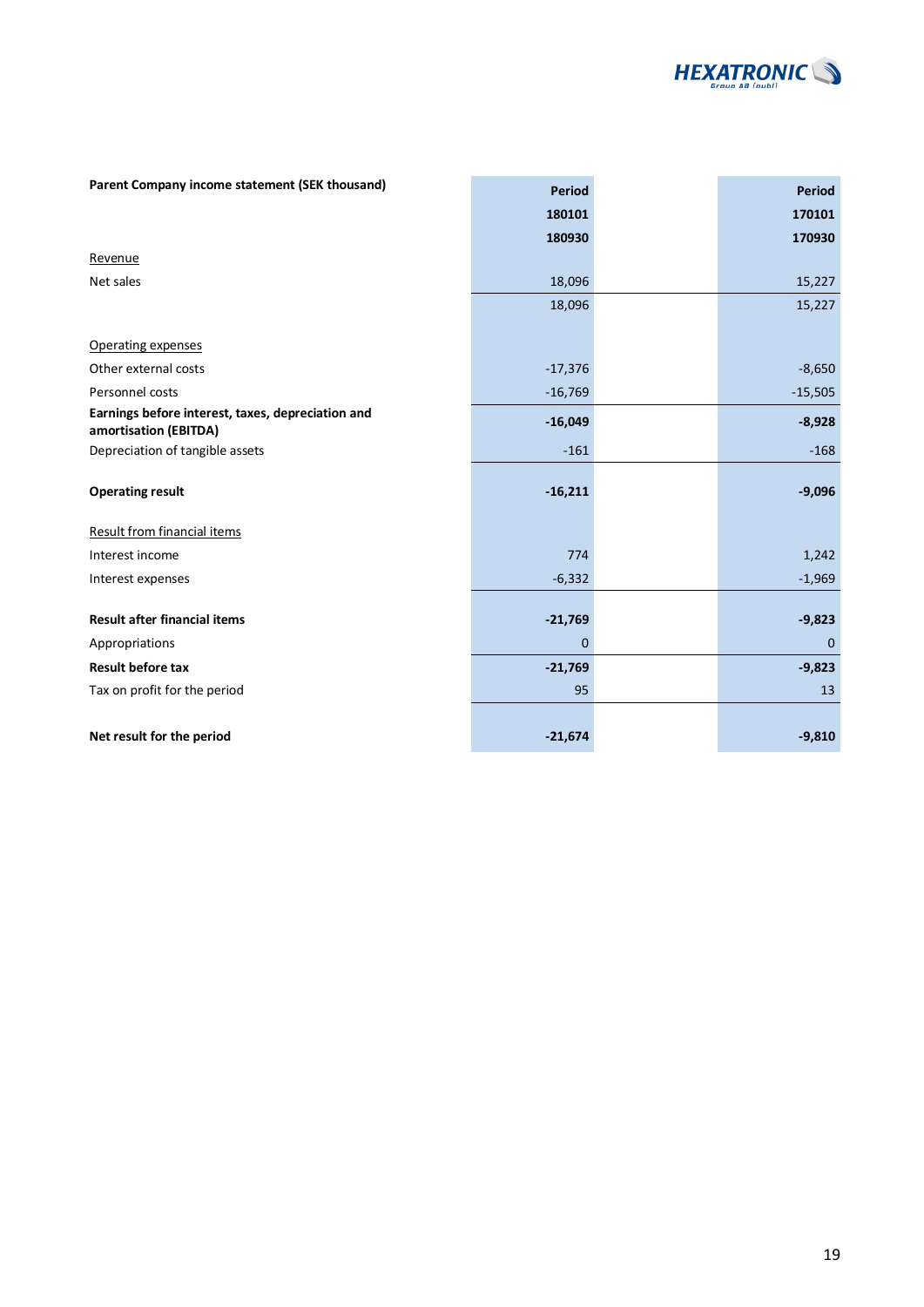| Parent Company income statement (SEK thousand) | Period 180101 180930 | Period 170101 170930 |
|---|---|---|
| Revenue | | |
| Net sales | 18,096 | 15,227 |
| | 18,096 | 15,227 |
| Operating expenses | | |
| Other external costs | -17,376 | -8,650 |
| Personnel costs | -16,769 | -15,505 |
| **Earnings before interest, taxes, depreciation and amortisation (EBITDA)** | **-16,049** | **-8,928** |
| Depreciation of tangible assets | -161 | -168 |
| **Operating result** | **-16,211** | **-9,096** |
| Result from financial items | | |
| Interest income | 774 | 1,242 |
| Interest expenses | -6,332 | -1,969 |
| **Result after financial items** | **-21,769** | **-9,823** |
| Appropriations | 0 | 0 |
| **Result before tax** | **-21,769** | **-9,823** |
| Tax on profit for the period | 95 | 13 |
| **Net result for the period** | **-21,674** | **-9,810** |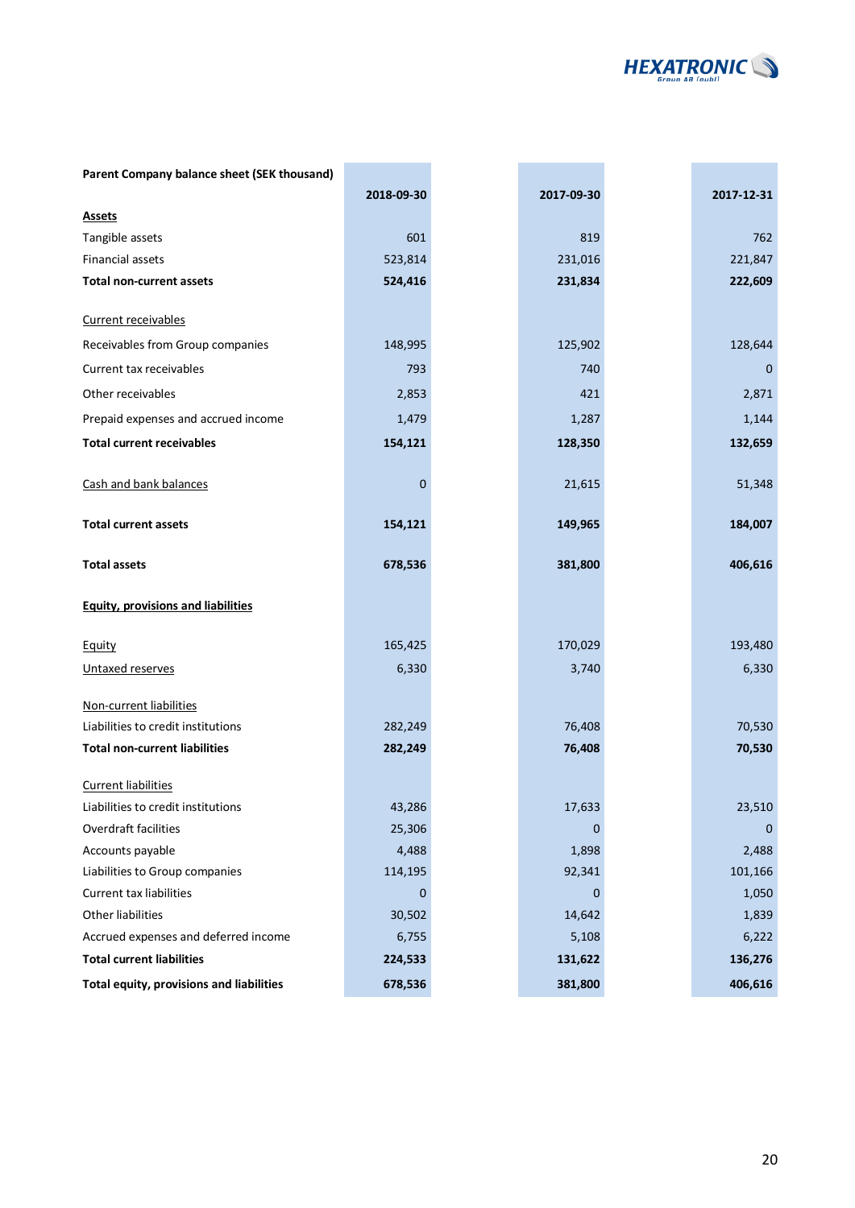| Parent Company balance sheet (SEK thousand) | 2018-09-30 | 2017-09-30 | 2017-12-31 |
|---|---|---|---|
| **Assets** | | | |
| Tangible assets | 601 | 819 | 762 |
| Financial assets | 523,814 | 231,016 | 221,847 |
| **Total non-current assets** | **524,416** | **231,834** | **222,609** |
| | | | |
| Current receivables | | | |
| Receivables from Group companies | 148,995 | 125,902 | 128,644 |
| Current tax receivables | 793 | 740 | 0 |
| Other receivables | 2,853 | 421 | 2,871 |
| Prepaid expenses and accrued income | 1,479 | 1,287 | 1,144 |
| **Total current receivables** | **154,121** | **128,350** | **132,659** |
| | | | |
| Cash and bank balances | 0 | 21,615 | 51,348 |
| | | | |
| **Total current assets** | **154,121** | **149,965** | **184,007** |
| | | | |
| **Total assets** | **678,536** | **381,800** | **406,616** |
| | | | |
| **Equity, provisions and liabilities** | | | |
| | | | |
| Equity | 165,425 | 170,029 | 193,480 |
| Untaxed reserves | 6,330 | 3,740 | 6,330 |
| | | | |
| Non-current liabilities | | | |
| Liabilities to credit institutions | 282,249 | 76,408 | 70,530 |
| **Total non-current liabilities** | **282,249** | **76,408** | **70,530** |
| | | | |
| Current liabilities | | | |
| Liabilities to credit institutions | 43,286 | 17,633 | 23,510 |
| Overdraft facilities | 25,306 | 0 | 0 |
| Accounts payable | 4,488 | 1,898 | 2,488 |
| Liabilities to Group companies | 114,195 | 92,341 | 101,166 |
| Current tax liabilities | 0 | 0 | 1,050 |
| Other liabilities | 30,502 | 14,642 | 1,839 |
| Accrued expenses and deferred income | 6,755 | 5,108 | 6,222 |
| **Total current liabilities** | **224,533** | **131,622** | **136,276** |
| **Total equity, provisions and liabilities** | **678,536** | **381,800** | **406,616** |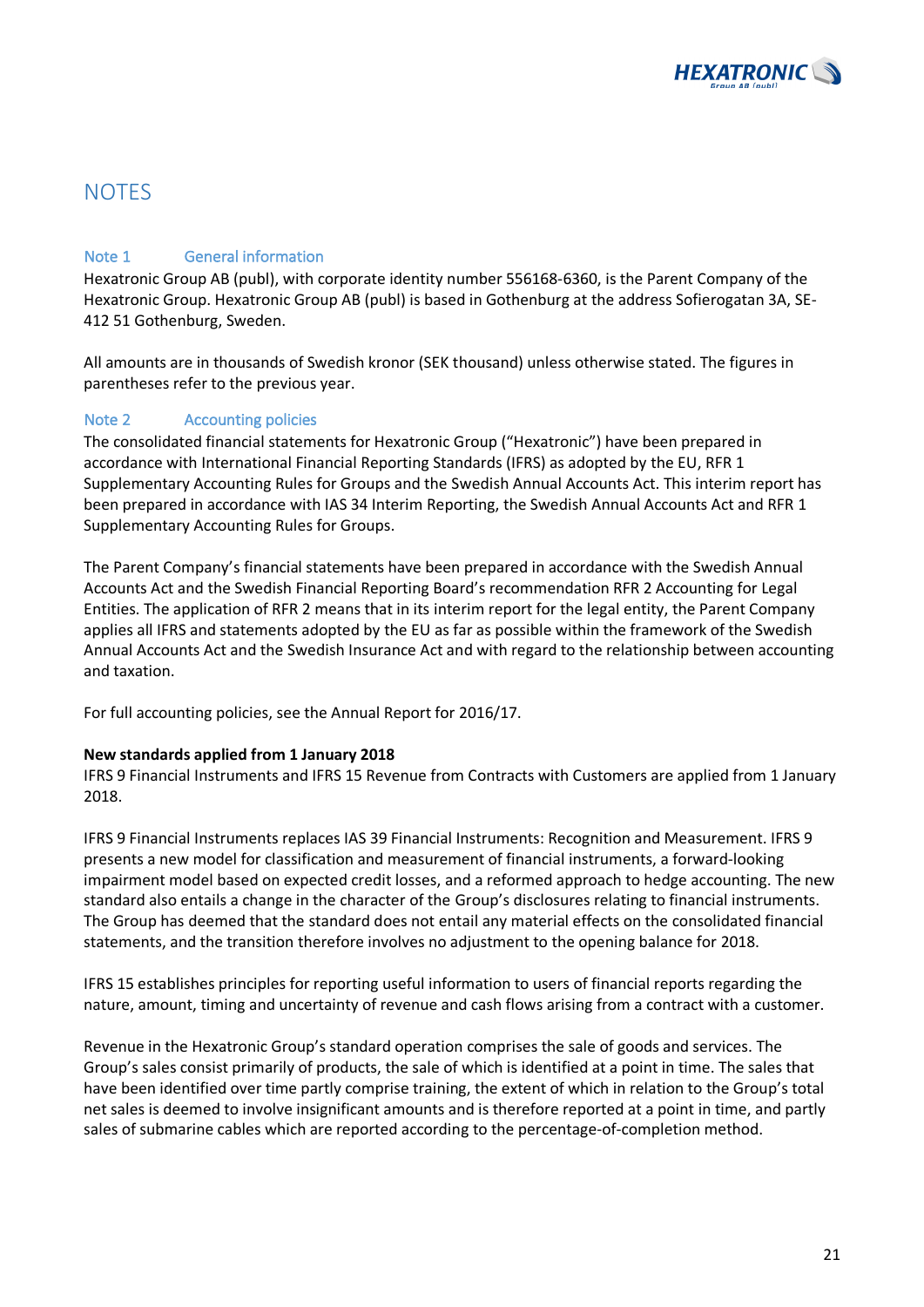# NOTES

## Note 1 General information

Hexatronic Group AB (publ), with corporate identity number 556168-6360, is the Parent Company of the Hexatronic Group. Hexatronic Group AB (publ) is based in Gothenburg at the address Sofierogatan 3A, SE-412 51 Gothenburg, Sweden.

All amounts are in thousands of Swedish kronor (SEK thousand) unless otherwise stated. The figures in parentheses refer to the previous year.

## Note 2 Accounting policies

The consolidated financial statements for Hexatronic Group ("Hexatronic") have been prepared in accordance with International Financial Reporting Standards (IFRS) as adopted by the EU, RFR 1 Supplementary Accounting Rules for Groups and the Swedish Annual Accounts Act. This interim report has been prepared in accordance with IAS 34 Interim Reporting, the Swedish Annual Accounts Act and RFR 1 Supplementary Accounting Rules for Groups.

The Parent Company's financial statements have been prepared in accordance with the Swedish Annual Accounts Act and the Swedish Financial Reporting Board's recommendation RFR 2 Accounting for Legal Entities. The application of RFR 2 means that in its interim report for the legal entity, the Parent Company applies all IFRS and statements adopted by the EU as far as possible within the framework of the Swedish Annual Accounts Act and the Swedish Insurance Act and with regard to the relationship between accounting and taxation.

For full accounting policies, see the Annual Report for 2016/17.

**New standards applied from 1 January 2018**

IFRS 9 Financial Instruments and IFRS 15 Revenue from Contracts with Customers are applied from 1 January 2018.

IFRS 9 Financial Instruments replaces IAS 39 Financial Instruments: Recognition and Measurement. IFRS 9 presents a new model for classification and measurement of financial instruments, a forward-looking impairment model based on expected credit losses, and a reformed approach to hedge accounting. The new standard also entails a change in the character of the Group's disclosures relating to financial instruments. The Group has deemed that the standard does not entail any material effects on the consolidated financial statements, and the transition therefore involves no adjustment to the opening balance for 2018.

IFRS 15 establishes principles for reporting useful information to users of financial reports regarding the nature, amount, timing and uncertainty of revenue and cash flows arising from a contract with a customer.

Revenue in the Hexatronic Group's standard operation comprises the sale of goods and services. The Group's sales consist primarily of products, the sale of which is identified at a point in time. The sales that have been identified over time partly comprise training, the extent of which in relation to the Group's total net sales is deemed to involve insignificant amounts and is therefore reported at a point in time, and partly sales of submarine cables which are reported according to the percentage-of-completion method.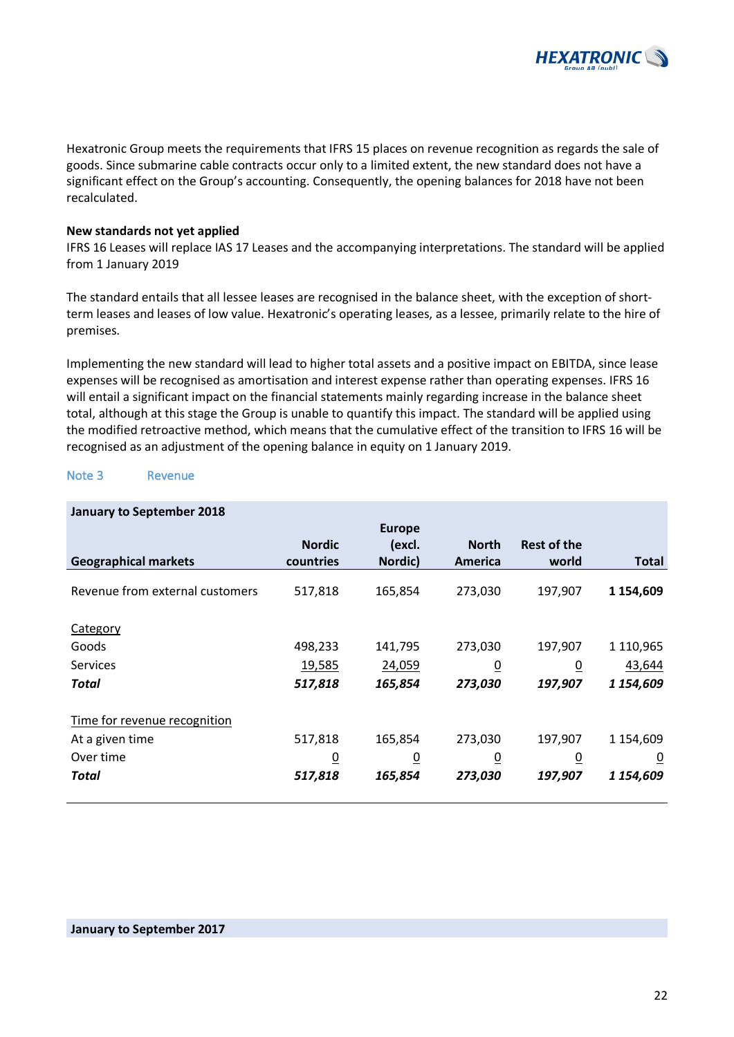Hexatronic Group meets the requirements that IFRS 15 places on revenue recognition as regards the sale of goods. Since submarine cable contracts occur only to a limited extent, the new standard does not have a significant effect on the Group's accounting. Consequently, the opening balances for 2018 have not been recalculated.

**New standards not yet applied**

IFRS 16 Leases will replace IAS 17 Leases and the accompanying interpretations. The standard will be applied from 1 January 2019

The standard entails that all lessee leases are recognised in the balance sheet, with the exception of short-term leases and leases of low value. Hexatronic's operating leases, as a lessee, primarily relate to the hire of premises.

Implementing the new standard will lead to higher total assets and a positive impact on EBITDA, since lease expenses will be recognised as amortisation and interest expense rather than operating expenses. IFRS 16 will entail a significant impact on the financial statements mainly regarding increase in the balance sheet total, although at this stage the Group is unable to quantify this impact. The standard will be applied using the modified retroactive method, which means that the cumulative effect of the transition to IFRS 16 will be recognised as an adjustment of the opening balance in equity on 1 January 2019.

## Note 3 Revenue

| January to September 2018 | | | | | |
|---|---|---|---|---|---|
| **Geographical markets** | **Nordic countries** | **Europe (excl. Nordic)** | **North America** | **Rest of the world** | **Total** |
| Revenue from external customers | 517,818 | 165,854 | 273,030 | 197,907 | **1 154,609** |
| Category | | | | | |
| Goods | 498,233 | 141,795 | 273,030 | 197,907 | 1 110,965 |
| Services | 19,585 | 24,059 | 0 | 0 | 43,644 |
| ***Total*** | ***517,818*** | ***165,854*** | ***273,030*** | ***197,907*** | ***1 154,609*** |
| Time for revenue recognition | | | | | |
| At a given time | 517,818 | 165,854 | 273,030 | 197,907 | 1 154,609 |
| Over time | 0 | 0 | 0 | 0 | 0 |
| ***Total*** | ***517,818*** | ***165,854*** | ***273,030*** | ***197,907*** | ***1 154,609*** |

**January to September 2017**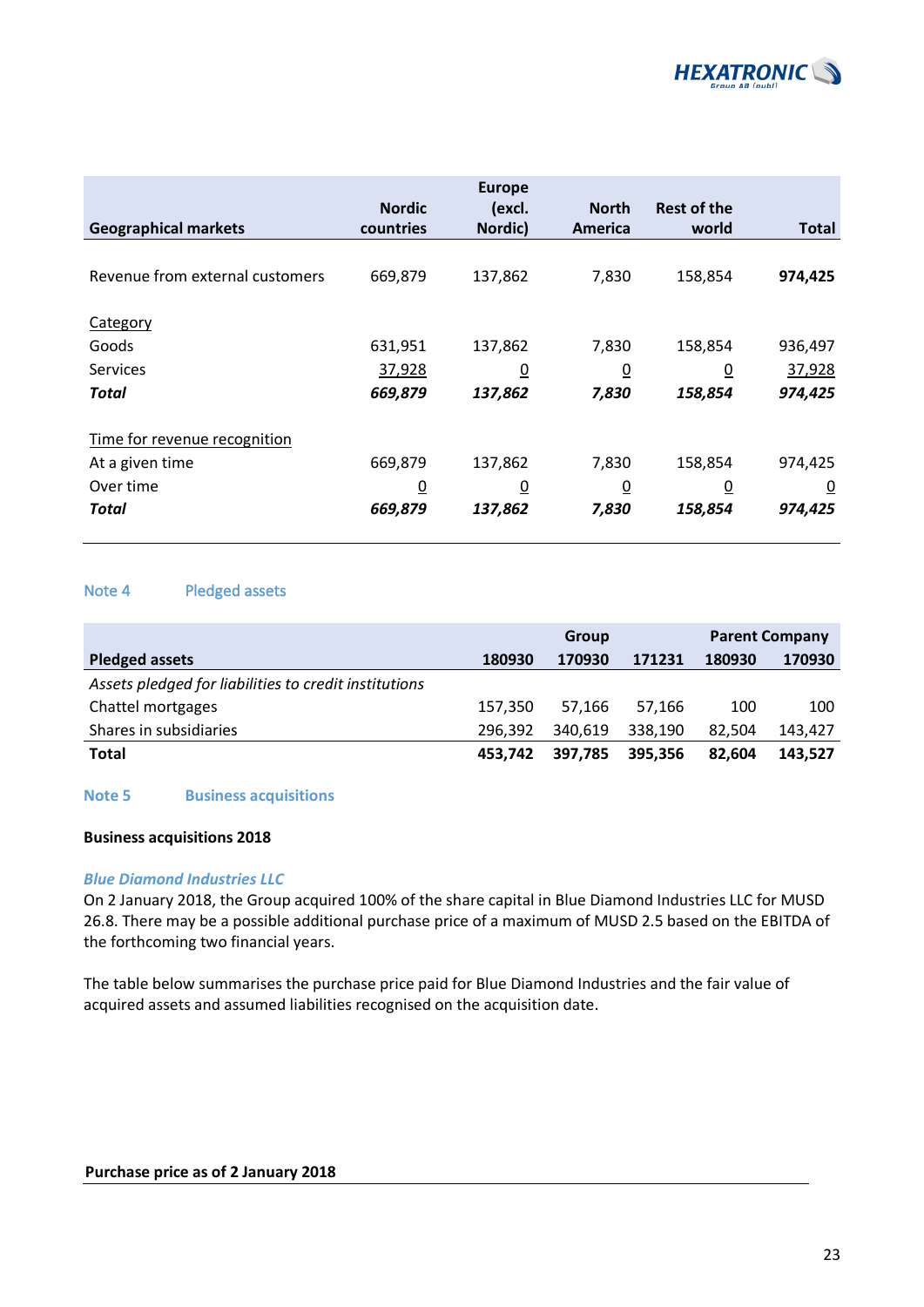| Geographical markets | Nordic countries | Europe (excl. Nordic) | North America | Rest of the world | Total |
|---|---|---|---|---|---|
| Revenue from external customers | 669,879 | 137,862 | 7,830 | 158,854 | **974,425** |
| Category | | | | | |
| Goods | 631,951 | 137,862 | 7,830 | 158,854 | 936,497 |
| Services | 37,928 | 0 | 0 | 0 | 37,928 |
| ***Total*** | ***669,879*** | ***137,862*** | ***7,830*** | ***158,854*** | ***974,425*** |
| Time for revenue recognition | | | | | |
| At a given time | 669,879 | 137,862 | 7,830 | 158,854 | 974,425 |
| Over time | 0 | 0 | 0 | 0 | 0 |
| ***Total*** | ***669,879*** | ***137,862*** | ***7,830*** | ***158,854*** | ***974,425*** |

## Note 4 Pledged assets

| | Group | | | Parent Company | |
|---|---|---|---|---|---|
| **Pledged assets** | **180930** | **170930** | **171231** | **180930** | **170930** |
| *Assets pledged for liabilities to credit institutions* | | | | | |
| Chattel mortgages | 157,350 | 57,166 | 57,166 | 100 | 100 |
| Shares in subsidiaries | 296,392 | 340,619 | 338,190 | 82,504 | 143,427 |
| **Total** | **453,742** | **397,785** | **395,356** | **82,604** | **143,527** |

## Note 5 Business acquisitions

**Business acquisitions 2018**

***Blue Diamond Industries LLC***

On 2 January 2018, the Group acquired 100% of the share capital in Blue Diamond Industries LLC for MUSD 26.8. There may be a possible additional purchase price of a maximum of MUSD 2.5 based on the EBITDA of the forthcoming two financial years.

The table below summarises the purchase price paid for Blue Diamond Industries and the fair value of acquired assets and assumed liabilities recognised on the acquisition date.

**Purchase price as of 2 January 2018**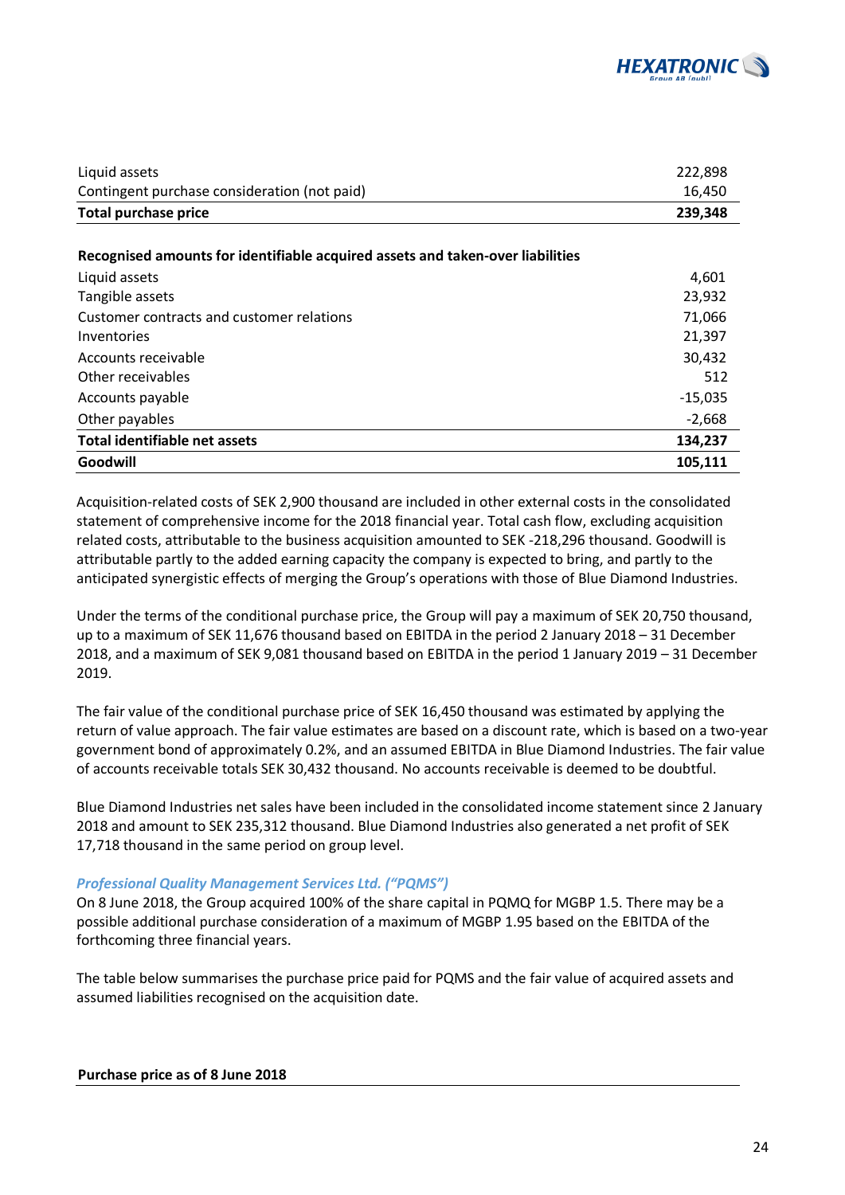| | |
|---|---|
| Liquid assets | 222,898 |
| Contingent purchase consideration (not paid) | 16,450 |
| **Total purchase price** | **239,348** |

| **Recognised amounts for identifiable acquired assets and taken-over liabilities** | |
|---|---|
| Liquid assets | 4,601 |
| Tangible assets | 23,932 |
| Customer contracts and customer relations | 71,066 |
| Inventories | 21,397 |
| Accounts receivable | 30,432 |
| Other receivables | 512 |
| Accounts payable | -15,035 |
| Other payables | -2,668 |
| **Total identifiable net assets** | **134,237** |
| **Goodwill** | **105,111** |

Acquisition-related costs of SEK 2,900 thousand are included in other external costs in the consolidated statement of comprehensive income for the 2018 financial year. Total cash flow, excluding acquisition related costs, attributable to the business acquisition amounted to SEK -218,296 thousand. Goodwill is attributable partly to the added earning capacity the company is expected to bring, and partly to the anticipated synergistic effects of merging the Group's operations with those of Blue Diamond Industries.

Under the terms of the conditional purchase price, the Group will pay a maximum of SEK 20,750 thousand, up to a maximum of SEK 11,676 thousand based on EBITDA in the period 2 January 2018 – 31 December 2018, and a maximum of SEK 9,081 thousand based on EBITDA in the period 1 January 2019 – 31 December 2019.

The fair value of the conditional purchase price of SEK 16,450 thousand was estimated by applying the return of value approach. The fair value estimates are based on a discount rate, which is based on a two-year government bond of approximately 0.2%, and an assumed EBITDA in Blue Diamond Industries. The fair value of accounts receivable totals SEK 30,432 thousand. No accounts receivable is deemed to be doubtful.

Blue Diamond Industries net sales have been included in the consolidated income statement since 2 January 2018 and amount to SEK 235,312 thousand. Blue Diamond Industries also generated a net profit of SEK 17,718 thousand in the same period on group level.

### *Professional Quality Management Services Ltd. ("PQMS")*

On 8 June 2018, the Group acquired 100% of the share capital in PQMQ for MGBP 1.5. There may be a possible additional purchase consideration of a maximum of MGBP 1.95 based on the EBITDA of the forthcoming three financial years.

The table below summarises the purchase price paid for PQMS and the fair value of acquired assets and assumed liabilities recognised on the acquisition date.

**Purchase price as of 8 June 2018**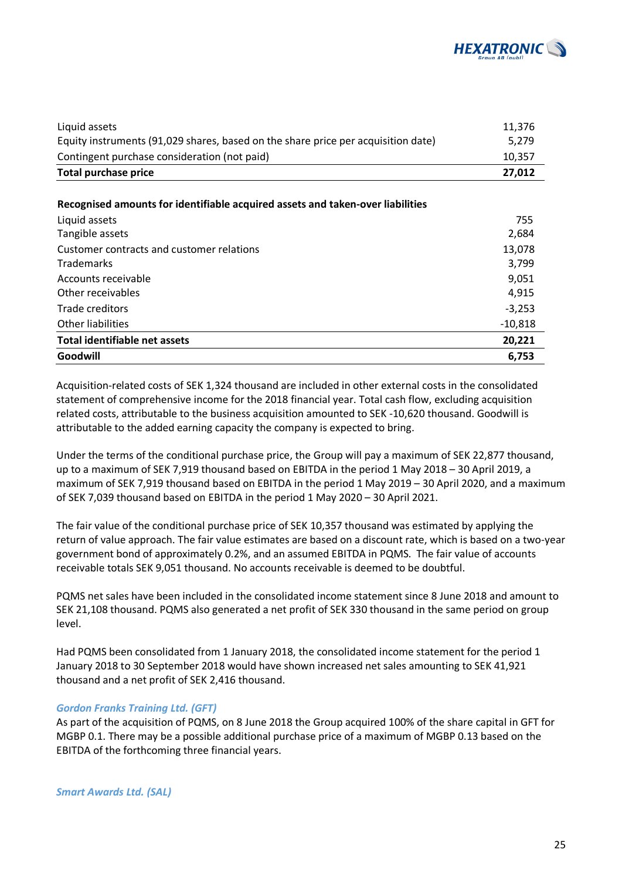| | |
|---|---|
| Liquid assets | 11,376 |
| Equity instruments (91,029 shares, based on the share price per acquisition date) | 5,279 |
| Contingent purchase consideration (not paid) | 10,357 |
| **Total purchase price** | **27,012** |

| **Recognised amounts for identifiable acquired assets and taken-over liabilities** | |
|---|---|
| Liquid assets | 755 |
| Tangible assets | 2,684 |
| Customer contracts and customer relations | 13,078 |
| Trademarks | 3,799 |
| Accounts receivable | 9,051 |
| Other receivables | 4,915 |
| Trade creditors | -3,253 |
| Other liabilities | -10,818 |
| **Total identifiable net assets** | **20,221** |
| **Goodwill** | **6,753** |

Acquisition-related costs of SEK 1,324 thousand are included in other external costs in the consolidated statement of comprehensive income for the 2018 financial year. Total cash flow, excluding acquisition related costs, attributable to the business acquisition amounted to SEK -10,620 thousand. Goodwill is attributable to the added earning capacity the company is expected to bring.

Under the terms of the conditional purchase price, the Group will pay a maximum of SEK 22,877 thousand, up to a maximum of SEK 7,919 thousand based on EBITDA in the period 1 May 2018 – 30 April 2019, a maximum of SEK 7,919 thousand based on EBITDA in the period 1 May 2019 – 30 April 2020, and a maximum of SEK 7,039 thousand based on EBITDA in the period 1 May 2020 – 30 April 2021.

The fair value of the conditional purchase price of SEK 10,357 thousand was estimated by applying the return of value approach. The fair value estimates are based on a discount rate, which is based on a two-year government bond of approximately 0.2%, and an assumed EBITDA in PQMS. The fair value of accounts receivable totals SEK 9,051 thousand. No accounts receivable is deemed to be doubtful.

PQMS net sales have been included in the consolidated income statement since 8 June 2018 and amount to SEK 21,108 thousand. PQMS also generated a net profit of SEK 330 thousand in the same period on group level.

Had PQMS been consolidated from 1 January 2018, the consolidated income statement for the period 1 January 2018 to 30 September 2018 would have shown increased net sales amounting to SEK 41,921 thousand and a net profit of SEK 2,416 thousand.

### *Gordon Franks Training Ltd. (GFT)*

As part of the acquisition of PQMS, on 8 June 2018 the Group acquired 100% of the share capital in GFT for MGBP 0.1. There may be a possible additional purchase price of a maximum of MGBP 0.13 based on the EBITDA of the forthcoming three financial years.

### *Smart Awards Ltd. (SAL)*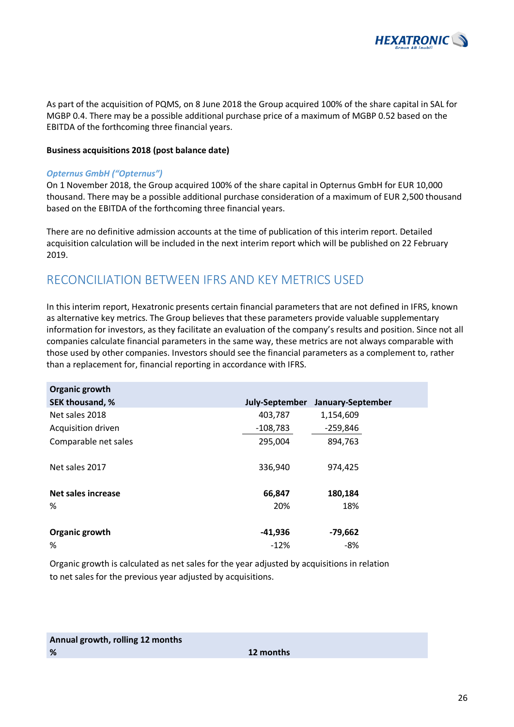As part of the acquisition of PQMS, on 8 June 2018 the Group acquired 100% of the share capital in SAL for MGBP 0.4. There may be a possible additional purchase price of a maximum of MGBP 0.52 based on the EBITDA of the forthcoming three financial years.

**Business acquisitions 2018 (post balance date)**

***Opternus GmbH ("Opternus")***
On 1 November 2018, the Group acquired 100% of the share capital in Opternus GmbH for EUR 10,000 thousand. There may be a possible additional purchase consideration of a maximum of EUR 2,500 thousand based on the EBITDA of the forthcoming three financial years.

There are no definitive admission accounts at the time of publication of this interim report. Detailed acquisition calculation will be included in the next interim report which will be published on 22 February 2019.

## RECONCILIATION BETWEEN IFRS AND KEY METRICS USED

In this interim report, Hexatronic presents certain financial parameters that are not defined in IFRS, known as alternative key metrics. The Group believes that these parameters provide valuable supplementary information for investors, as they facilitate an evaluation of the company's results and position. Since not all companies calculate financial parameters in the same way, these metrics are not always comparable with those used by other companies. Investors should see the financial parameters as a complement to, rather than a replacement for, financial reporting in accordance with IFRS.

| **Organic growth**<br>**SEK thousand, %** | **July-September** | **January-September** |
|---|---|---|
| Net sales 2018 | 403,787 | 1,154,609 |
| Acquisition driven | -108,783 | -259,846 |
| Comparable net sales | 295,004 | 894,763 |
| | | |
| Net sales 2017 | 336,940 | 974,425 |
| | | |
| **Net sales increase** | **66,847** | **180,184** |
| % | 20% | 18% |
| | | |
| **Organic growth** | **-41,936** | **-79,662** |
| % | -12% | -8% |

Organic growth is calculated as net sales for the year adjusted by acquisitions in relation to net sales for the previous year adjusted by acquisitions.

| **Annual growth, rolling 12 months**<br>**%** | **12 months** |
|---|---|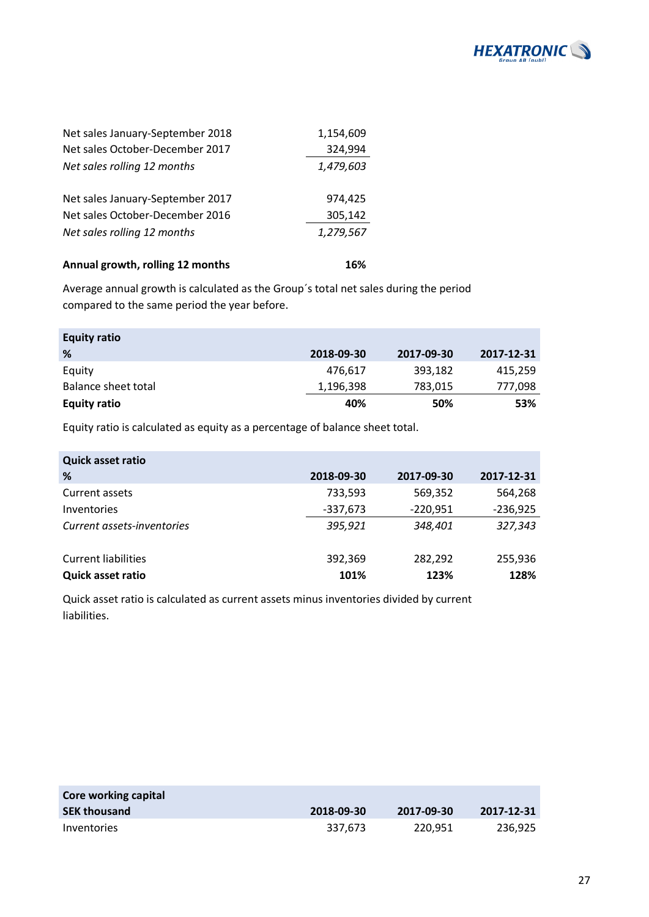| | |
|---|---|
| Net sales January-September 2018 | 1,154,609 |
| Net sales October-December 2017 | 324,994 |
| *Net sales rolling 12 months* | *1,479,603* |
| | |
| Net sales January-September 2017 | 974,425 |
| Net sales October-December 2016 | 305,142 |
| *Net sales rolling 12 months* | *1,279,567* |
| | |
| **Annual growth, rolling 12 months** | **16%** |

Average annual growth is calculated as the Group´s total net sales during the period compared to the same period the year before.

| **Equity ratio** | | | |
|---|---|---|---|
| **%** | **2018-09-30** | **2017-09-30** | **2017-12-31** |
| Equity | 476,617 | 393,182 | 415,259 |
| Balance sheet total | 1,196,398 | 783,015 | 777,098 |
| **Equity ratio** | **40%** | **50%** | **53%** |

Equity ratio is calculated as equity as a percentage of balance sheet total.

| **Quick asset ratio** | | | |
|---|---|---|---|
| **%** | **2018-09-30** | **2017-09-30** | **2017-12-31** |
| Current assets | 733,593 | 569,352 | 564,268 |
| Inventories | -337,673 | -220,951 | -236,925 |
| *Current assets-inventories* | *395,921* | *348,401* | *327,343* |
| | | | |
| Current liabilities | 392,369 | 282,292 | 255,936 |
| **Quick asset ratio** | **101%** | **123%** | **128%** |

Quick asset ratio is calculated as current assets minus inventories divided by current liabilities.

| **Core working capital** | | | |
|---|---|---|---|
| **SEK thousand** | **2018-09-30** | **2017-09-30** | **2017-12-31** |
| Inventories | 337,673 | 220,951 | 236,925 |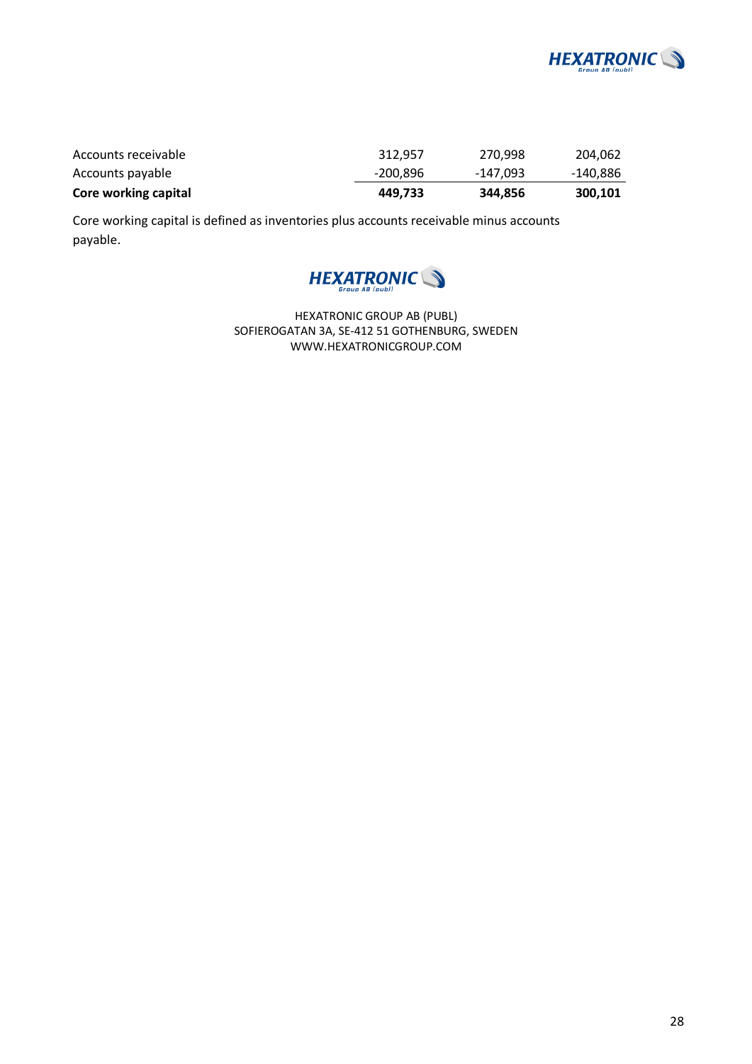| | | | |
|---|---|---|---|
| Accounts receivable | 312,957 | 270,998 | 204,062 |
| Accounts payable | -200,896 | -147,093 | -140,886 |
| **Core working capital** | **449,733** | **344,856** | **300,101** |

Core working capital is defined as inventories plus accounts receivable minus accounts payable.

HEXATRONIC GROUP AB (PUBL)
SOFIEROGATAN 3A, SE-412 51 GOTHENBURG, SWEDEN
WWW.HEXATRONICGROUP.COM